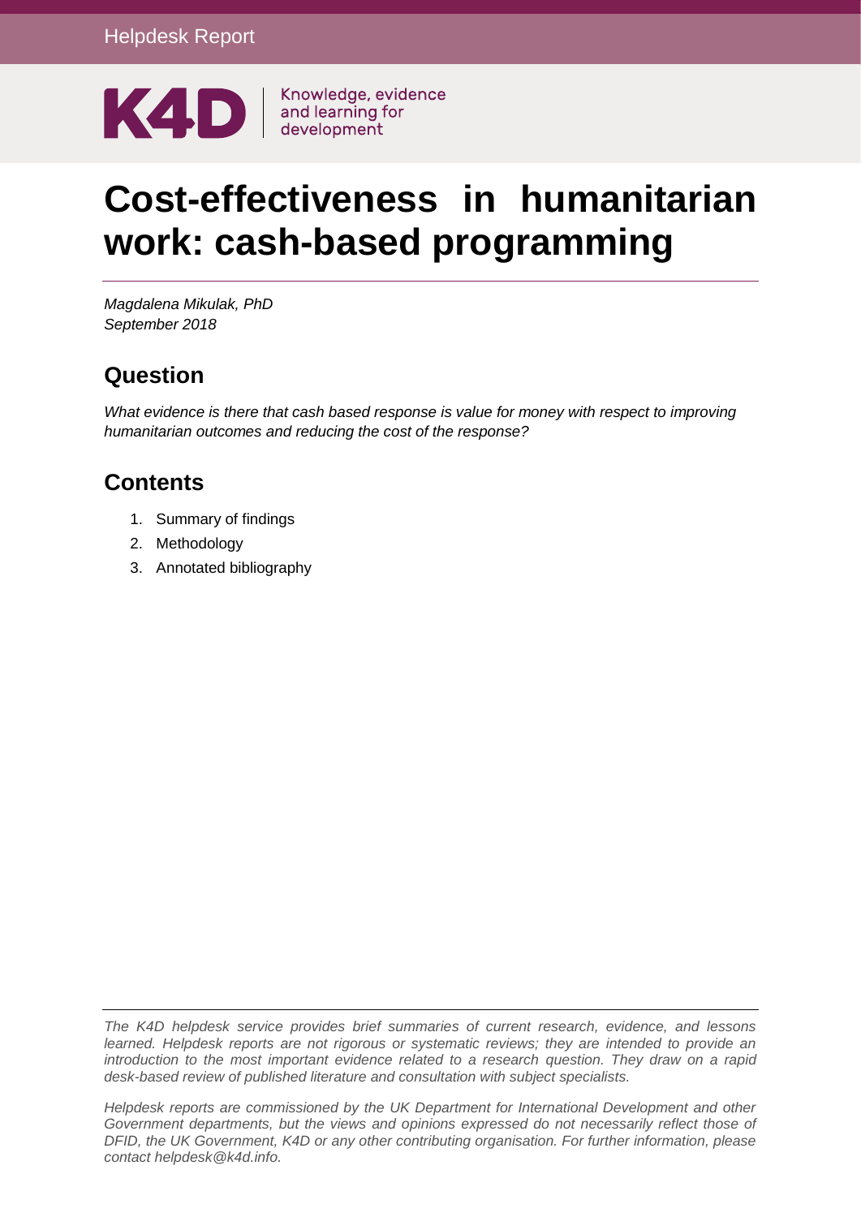Helpdesk Report

K4D | Knowledge, evidence and learning for development

# Cost-effectiveness in humanitarian work: cash-based programming

*Magdalena Mikulak, PhD*
*September 2018*

## Question

*What evidence is there that cash based response is value for money with respect to improving humanitarian outcomes and reducing the cost of the response?*

## Contents

1. Summary of findings
2. Methodology
3. Annotated bibliography

*The K4D helpdesk service provides brief summaries of current research, evidence, and lessons learned. Helpdesk reports are not rigorous or systematic reviews; they are intended to provide an introduction to the most important evidence related to a research question. They draw on a rapid desk-based review of published literature and consultation with subject specialists.*

*Helpdesk reports are commissioned by the UK Department for International Development and other Government departments, but the views and opinions expressed do not necessarily reflect those of DFID, the UK Government, K4D or any other contributing organisation. For further information, please contact helpdesk@k4d.info.*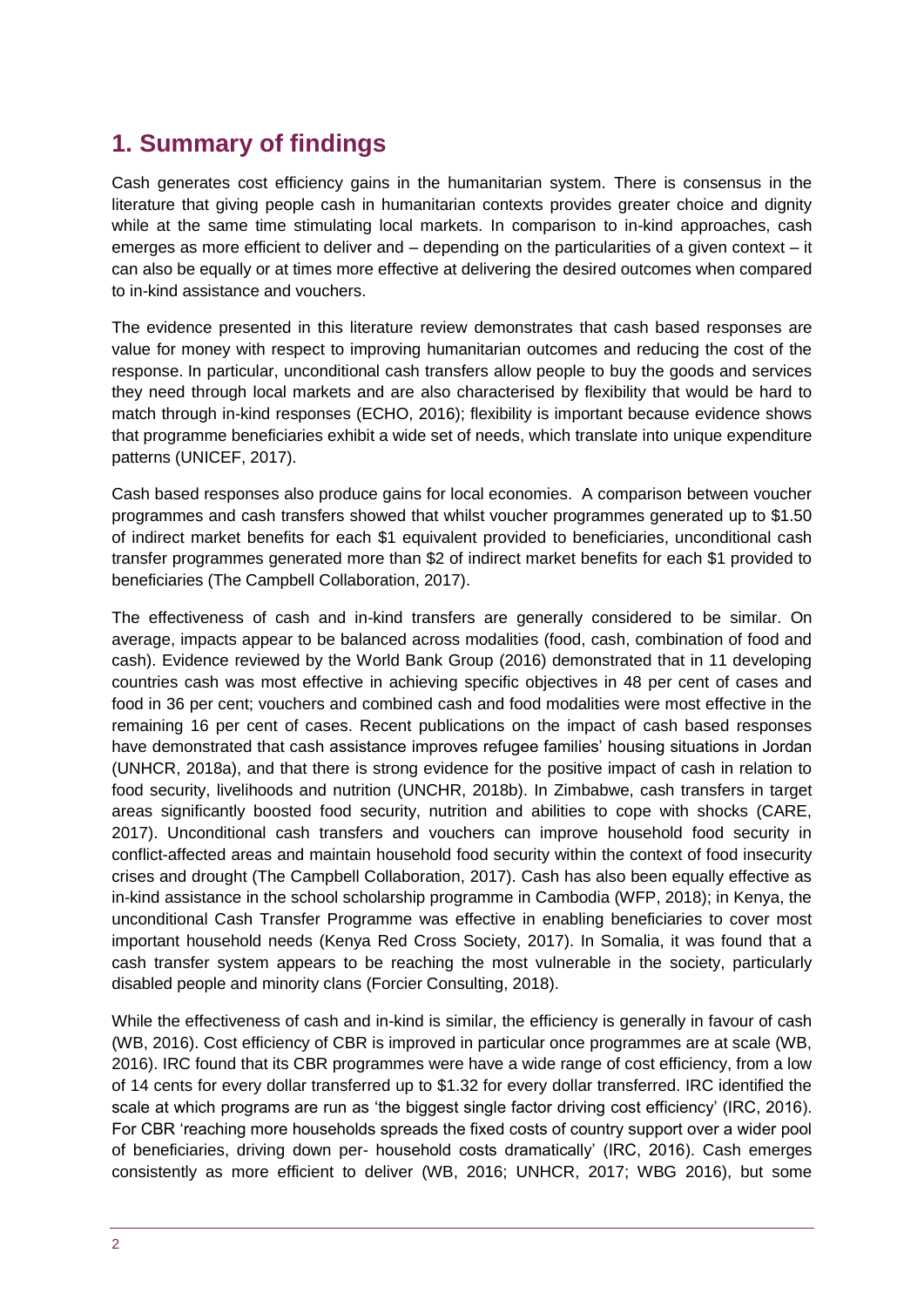## 1. Summary of findings

Cash generates cost efficiency gains in the humanitarian system. There is consensus in the literature that giving people cash in humanitarian contexts provides greater choice and dignity while at the same time stimulating local markets. In comparison to in-kind approaches, cash emerges as more efficient to deliver and – depending on the particularities of a given context – it can also be equally or at times more effective at delivering the desired outcomes when compared to in-kind assistance and vouchers.

The evidence presented in this literature review demonstrates that cash based responses are value for money with respect to improving humanitarian outcomes and reducing the cost of the response. In particular, unconditional cash transfers allow people to buy the goods and services they need through local markets and are also characterised by flexibility that would be hard to match through in-kind responses (ECHO, 2016); flexibility is important because evidence shows that programme beneficiaries exhibit a wide set of needs, which translate into unique expenditure patterns (UNICEF, 2017).

Cash based responses also produce gains for local economies. A comparison between voucher programmes and cash transfers showed that whilst voucher programmes generated up to $1.50 of indirect market benefits for each $1 equivalent provided to beneficiaries, unconditional cash transfer programmes generated more than $2 of indirect market benefits for each $1 provided to beneficiaries (The Campbell Collaboration, 2017).

The effectiveness of cash and in-kind transfers are generally considered to be similar. On average, impacts appear to be balanced across modalities (food, cash, combination of food and cash). Evidence reviewed by the World Bank Group (2016) demonstrated that in 11 developing countries cash was most effective in achieving specific objectives in 48 per cent of cases and food in 36 per cent; vouchers and combined cash and food modalities were most effective in the remaining 16 per cent of cases. Recent publications on the impact of cash based responses have demonstrated that cash assistance improves refugee families' housing situations in Jordan (UNHCR, 2018a), and that there is strong evidence for the positive impact of cash in relation to food security, livelihoods and nutrition (UNCHR, 2018b). In Zimbabwe, cash transfers in target areas significantly boosted food security, nutrition and abilities to cope with shocks (CARE, 2017). Unconditional cash transfers and vouchers can improve household food security in conflict-affected areas and maintain household food security within the context of food insecurity crises and drought (The Campbell Collaboration, 2017). Cash has also been equally effective as in-kind assistance in the school scholarship programme in Cambodia (WFP, 2018); in Kenya, the unconditional Cash Transfer Programme was effective in enabling beneficiaries to cover most important household needs (Kenya Red Cross Society, 2017). In Somalia, it was found that a cash transfer system appears to be reaching the most vulnerable in the society, particularly disabled people and minority clans (Forcier Consulting, 2018).

While the effectiveness of cash and in-kind is similar, the efficiency is generally in favour of cash (WB, 2016). Cost efficiency of CBR is improved in particular once programmes are at scale (WB, 2016). IRC found that its CBR programmes were have a wide range of cost efficiency, from a low of 14 cents for every dollar transferred up to $1.32 for every dollar transferred. IRC identified the scale at which programs are run as 'the biggest single factor driving cost efficiency' (IRC, 2016). For CBR 'reaching more households spreads the fixed costs of country support over a wider pool of beneficiaries, driving down per- household costs dramatically' (IRC, 2016). Cash emerges consistently as more efficient to deliver (WB, 2016; UNHCR, 2017; WBG 2016), but some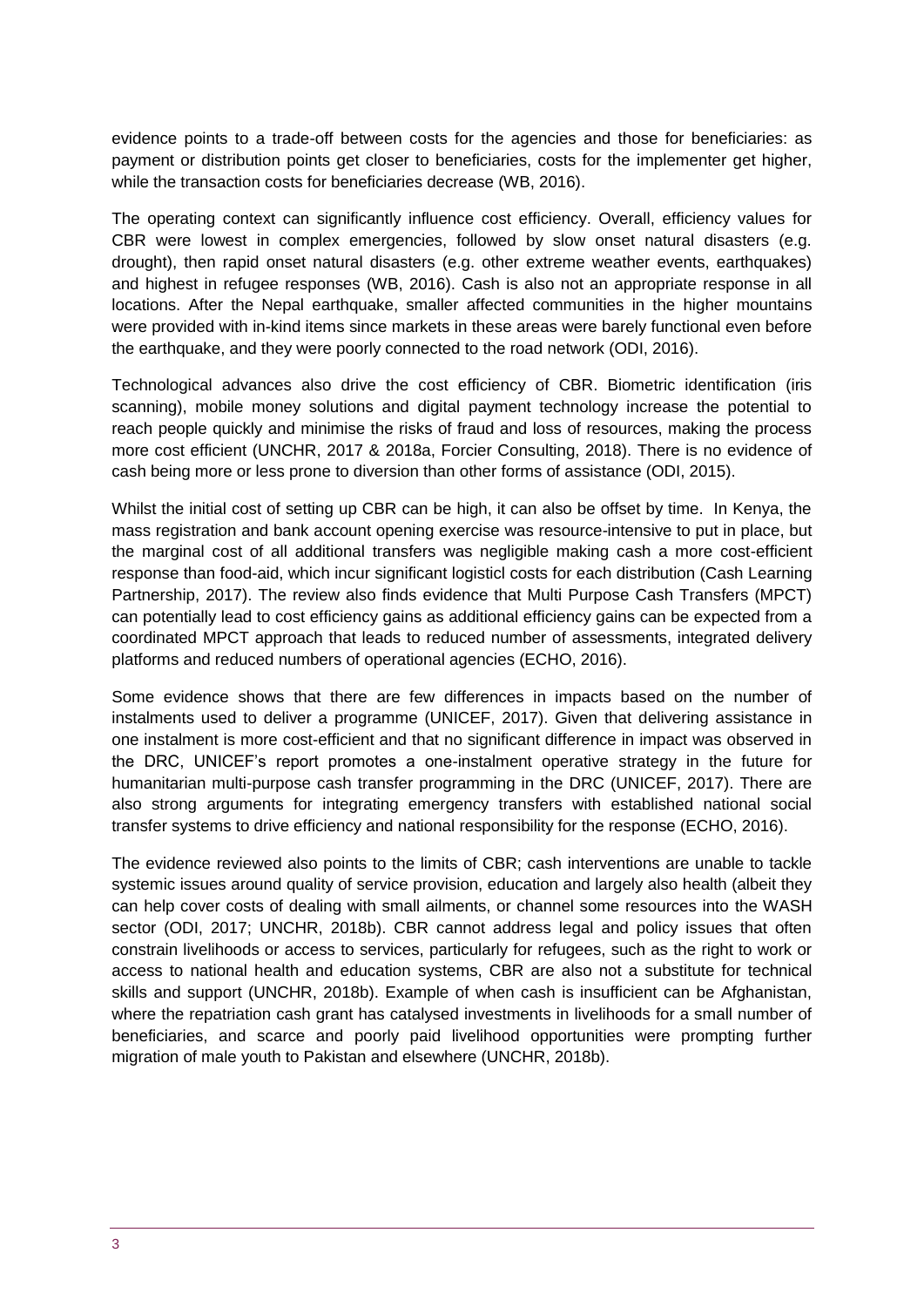evidence points to a trade-off between costs for the agencies and those for beneficiaries: as payment or distribution points get closer to beneficiaries, costs for the implementer get higher, while the transaction costs for beneficiaries decrease (WB, 2016).

The operating context can significantly influence cost efficiency. Overall, efficiency values for CBR were lowest in complex emergencies, followed by slow onset natural disasters (e.g. drought), then rapid onset natural disasters (e.g. other extreme weather events, earthquakes) and highest in refugee responses (WB, 2016). Cash is also not an appropriate response in all locations. After the Nepal earthquake, smaller affected communities in the higher mountains were provided with in-kind items since markets in these areas were barely functional even before the earthquake, and they were poorly connected to the road network (ODI, 2016).

Technological advances also drive the cost efficiency of CBR. Biometric identification (iris scanning), mobile money solutions and digital payment technology increase the potential to reach people quickly and minimise the risks of fraud and loss of resources, making the process more cost efficient (UNCHR, 2017 & 2018a, Forcier Consulting, 2018). There is no evidence of cash being more or less prone to diversion than other forms of assistance (ODI, 2015).

Whilst the initial cost of setting up CBR can be high, it can also be offset by time. In Kenya, the mass registration and bank account opening exercise was resource-intensive to put in place, but the marginal cost of all additional transfers was negligible making cash a more cost-efficient response than food-aid, which incur significant logisticl costs for each distribution (Cash Learning Partnership, 2017). The review also finds evidence that Multi Purpose Cash Transfers (MPCT) can potentially lead to cost efficiency gains as additional efficiency gains can be expected from a coordinated MPCT approach that leads to reduced number of assessments, integrated delivery platforms and reduced numbers of operational agencies (ECHO, 2016).

Some evidence shows that there are few differences in impacts based on the number of instalments used to deliver a programme (UNICEF, 2017). Given that delivering assistance in one instalment is more cost-efficient and that no significant difference in impact was observed in the DRC, UNICEF's report promotes a one-instalment operative strategy in the future for humanitarian multi-purpose cash transfer programming in the DRC (UNICEF, 2017). There are also strong arguments for integrating emergency transfers with established national social transfer systems to drive efficiency and national responsibility for the response (ECHO, 2016).

The evidence reviewed also points to the limits of CBR; cash interventions are unable to tackle systemic issues around quality of service provision, education and largely also health (albeit they can help cover costs of dealing with small ailments, or channel some resources into the WASH sector (ODI, 2017; UNCHR, 2018b). CBR cannot address legal and policy issues that often constrain livelihoods or access to services, particularly for refugees, such as the right to work or access to national health and education systems, CBR are also not a substitute for technical skills and support (UNCHR, 2018b). Example of when cash is insufficient can be Afghanistan, where the repatriation cash grant has catalysed investments in livelihoods for a small number of beneficiaries, and scarce and poorly paid livelihood opportunities were prompting further migration of male youth to Pakistan and elsewhere (UNCHR, 2018b).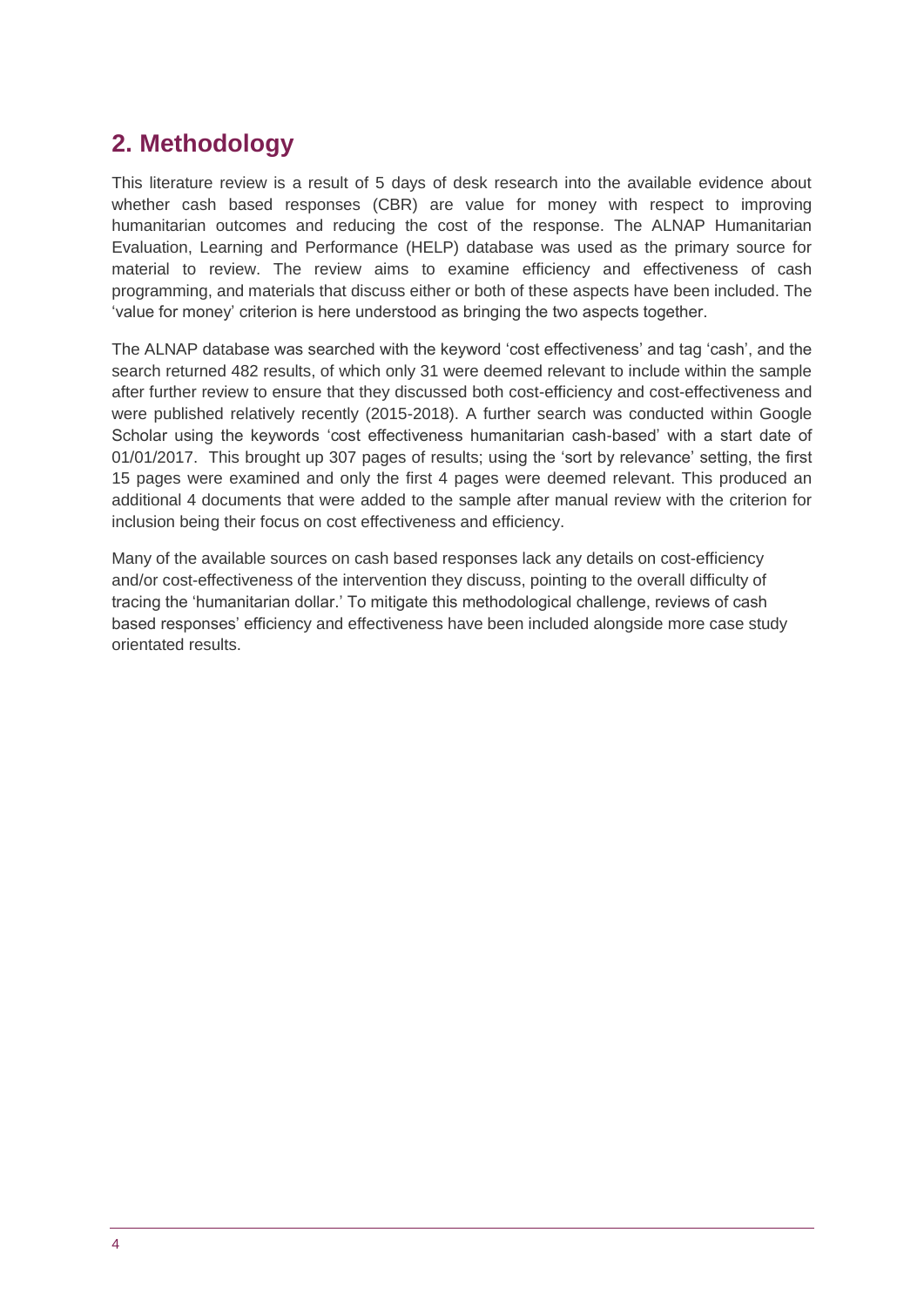## 2. Methodology

This literature review is a result of 5 days of desk research into the available evidence about whether cash based responses (CBR) are value for money with respect to improving humanitarian outcomes and reducing the cost of the response. The ALNAP Humanitarian Evaluation, Learning and Performance (HELP) database was used as the primary source for material to review. The review aims to examine efficiency and effectiveness of cash programming, and materials that discuss either or both of these aspects have been included. The 'value for money' criterion is here understood as bringing the two aspects together.

The ALNAP database was searched with the keyword 'cost effectiveness' and tag 'cash', and the search returned 482 results, of which only 31 were deemed relevant to include within the sample after further review to ensure that they discussed both cost-efficiency and cost-effectiveness and were published relatively recently (2015-2018). A further search was conducted within Google Scholar using the keywords 'cost effectiveness humanitarian cash-based' with a start date of 01/01/2017. This brought up 307 pages of results; using the 'sort by relevance' setting, the first 15 pages were examined and only the first 4 pages were deemed relevant. This produced an additional 4 documents that were added to the sample after manual review with the criterion for inclusion being their focus on cost effectiveness and efficiency.

Many of the available sources on cash based responses lack any details on cost-efficiency and/or cost-effectiveness of the intervention they discuss, pointing to the overall difficulty of tracing the 'humanitarian dollar.' To mitigate this methodological challenge, reviews of cash based responses' efficiency and effectiveness have been included alongside more case study orientated results.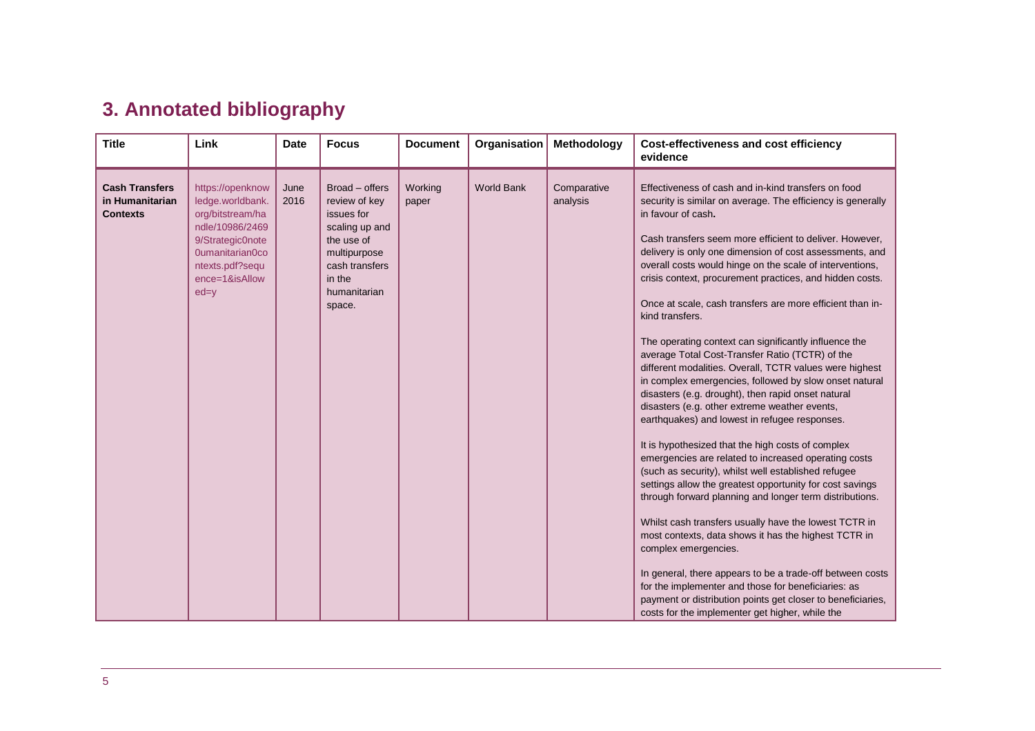## 3. Annotated bibliography

| Title | Link | Date | Focus | Document | Organisation | Methodology | Cost-effectiveness and cost efficiency evidence |
|---|---|---|---|---|---|---|---|
| **Cash Transfers in Humanitarian Contexts** | https://openknowledge.worldbank.org/bitstream/handle/10986/24690/Strategic0note0umanitarian0contexts.pdf?sequence=1&isAllowed=y | June 2016 | Broad – offers review of key issues for scaling up and the use of multipurpose cash transfers in the humanitarian space. | Working paper | World Bank | Comparative analysis | Effectiveness of cash and in-kind transfers on food security is similar on average. The efficiency is generally in favour of cash**.**<br><br>Cash transfers seem more efficient to deliver. However, delivery is only one dimension of cost assessments, and overall costs would hinge on the scale of interventions, crisis context, procurement practices, and hidden costs.<br><br>Once at scale, cash transfers are more efficient than in-kind transfers.<br><br>The operating context can significantly influence the average Total Cost-Transfer Ratio (TCTR) of the different modalities. Overall, TCTR values were highest in complex emergencies, followed by slow onset natural disasters (e.g. drought), then rapid onset natural disasters (e.g. other extreme weather events, earthquakes) and lowest in refugee responses.<br><br>It is hypothesized that the high costs of complex emergencies are related to increased operating costs (such as security), whilst well established refugee settings allow the greatest opportunity for cost savings through forward planning and longer term distributions.<br><br>Whilst cash transfers usually have the lowest TCTR in most contexts, data shows it has the highest TCTR in complex emergencies.<br><br>In general, there appears to be a trade-off between costs for the implementer and those for beneficiaries: as payment or distribution points get closer to beneficiaries, costs for the implementer get higher, while the |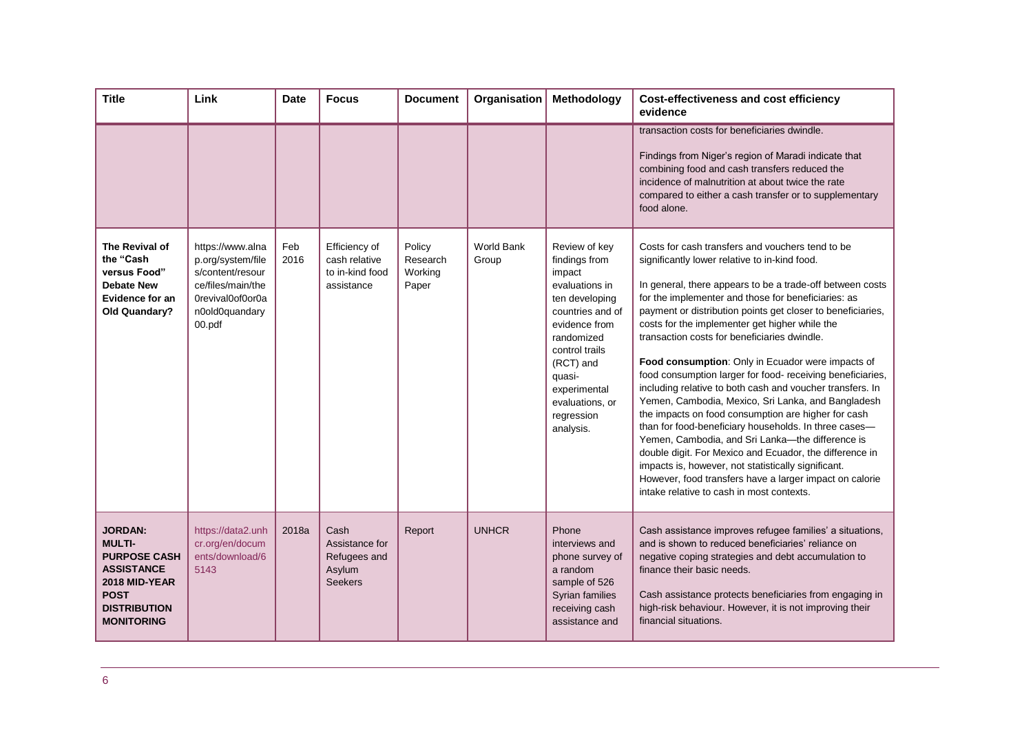| Title | Link | Date | Focus | Document | Organisation | Methodology | Cost-effectiveness and cost efficiency evidence |
|---|---|---|---|---|---|---|---|
| | | | | | | | transaction costs for beneficiaries dwindle.<br><br>Findings from Niger's region of Maradi indicate that combining food and cash transfers reduced the incidence of malnutrition at about twice the rate compared to either a cash transfer or to supplementary food alone. |
| **The Revival of the "Cash versus Food" Debate New Evidence for an Old Quandary?** | https://www.alnap.org/system/files/content/resource/files/main/the0revival0of0or0an0old0quandary00.pdf | Feb 2016 | Efficiency of cash relative to in-kind food assistance | Policy Research Working Paper | World Bank Group | Review of key findings from impact evaluations in ten developing countries and of evidence from randomized control trails (RCT) and quasi-experimental evaluations, or regression analysis. | Costs for cash transfers and vouchers tend to be significantly lower relative to in-kind food.<br><br>In general, there appears to be a trade-off between costs for the implementer and those for beneficiaries: as payment or distribution points get closer to beneficiaries, costs for the implementer get higher while the transaction costs for beneficiaries dwindle.<br><br>**Food consumption**: Only in Ecuador were impacts of food consumption larger for food- receiving beneficiaries, including relative to both cash and voucher transfers. In Yemen, Cambodia, Mexico, Sri Lanka, and Bangladesh the impacts on food consumption are higher for cash than for food-beneficiary households. In three cases—Yemen, Cambodia, and Sri Lanka—the difference is double digit. For Mexico and Ecuador, the difference in impacts is, however, not statistically significant. However, food transfers have a larger impact on calorie intake relative to cash in most contexts. |
| **JORDAN: MULTI-PURPOSE CASH ASSISTANCE 2018 MID-YEAR POST DISTRIBUTION MONITORING** | https://data2.unhcr.org/en/documents/download/65143 | 2018a | Cash Assistance for Refugees and Asylum Seekers | Report | UNHCR | Phone interviews and phone survey of a random sample of 526 Syrian families receiving cash assistance and | Cash assistance improves refugee families' a situations, and is shown to reduced beneficiaries' reliance on negative coping strategies and debt accumulation to finance their basic needs.<br><br>Cash assistance protects beneficiaries from engaging in high-risk behaviour. However, it is not improving their financial situations. |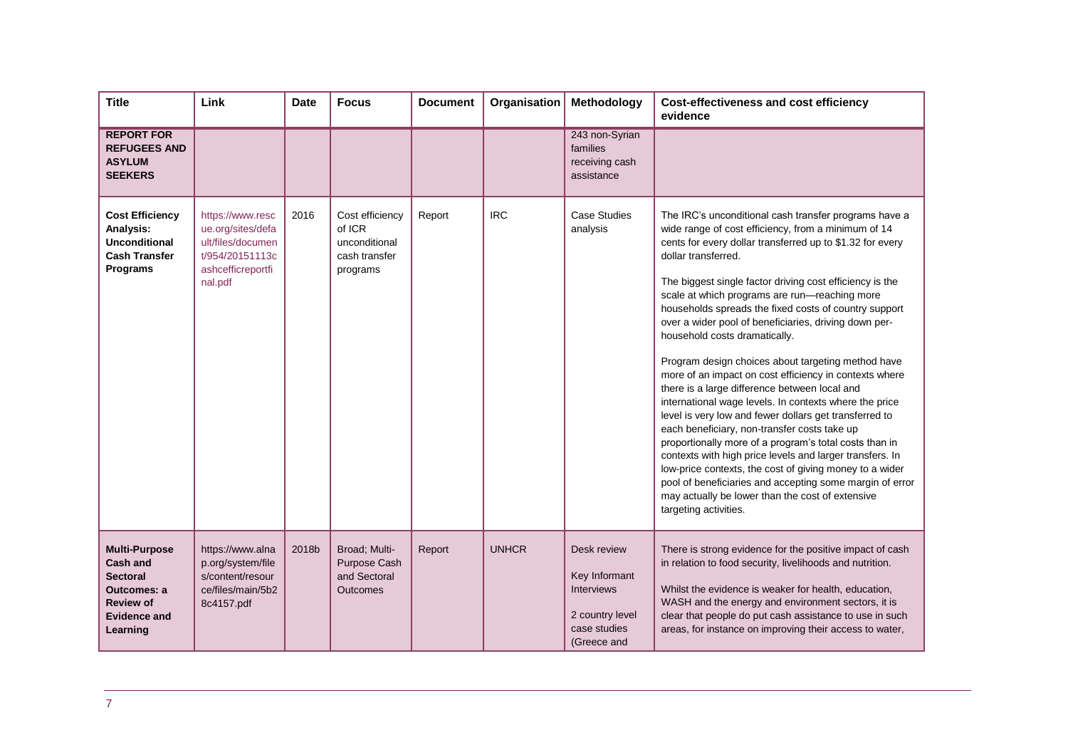| Title | Link | Date | Focus | Document | Organisation | Methodology | Cost-effectiveness and cost efficiency evidence |
|---|---|---|---|---|---|---|---|
| **REPORT FOR REFUGEES AND ASYLUM SEEKERS** | | | | | | 243 non-Syrian families receiving cash assistance | |
| **Cost Efficiency Analysis: Unconditional Cash Transfer Programs** | https://www.rescue.org/sites/default/files/document/954/20151113cashcefficreportfinal.pdf | 2016 | Cost efficiency of ICR unconditional cash transfer programs | Report | IRC | Case Studies analysis | The IRC's unconditional cash transfer programs have a wide range of cost efficiency, from a minimum of 14 cents for every dollar transferred up to $1.32 for every dollar transferred.<br><br>The biggest single factor driving cost efficiency is the scale at which programs are run—reaching more households spreads the fixed costs of country support over a wider pool of beneficiaries, driving down per-household costs dramatically.<br><br>Program design choices about targeting method have more of an impact on cost efficiency in contexts where there is a large difference between local and international wage levels. In contexts where the price level is very low and fewer dollars get transferred to each beneficiary, non-transfer costs take up proportionally more of a program's total costs than in contexts with high price levels and larger transfers. In low-price contexts, the cost of giving money to a wider pool of beneficiaries and accepting some margin of error may actually be lower than the cost of extensive targeting activities. |
| **Multi-Purpose Cash and Sectoral Outcomes: a Review of Evidence and Learning** | https://www.alnap.org/system/files/content/resource/files/main/5b28c4157.pdf | 2018b | Broad; Multi-Purpose Cash and Sectoral Outcomes | Report | UNHCR | Desk review<br><br>Key Informant Interviews<br><br>2 country level case studies (Greece and | There is strong evidence for the positive impact of cash in relation to food security, livelihoods and nutrition.<br><br>Whilst the evidence is weaker for health, education, WASH and the energy and environment sectors, it is clear that people do put cash assistance to use in such areas, for instance on improving their access to water, |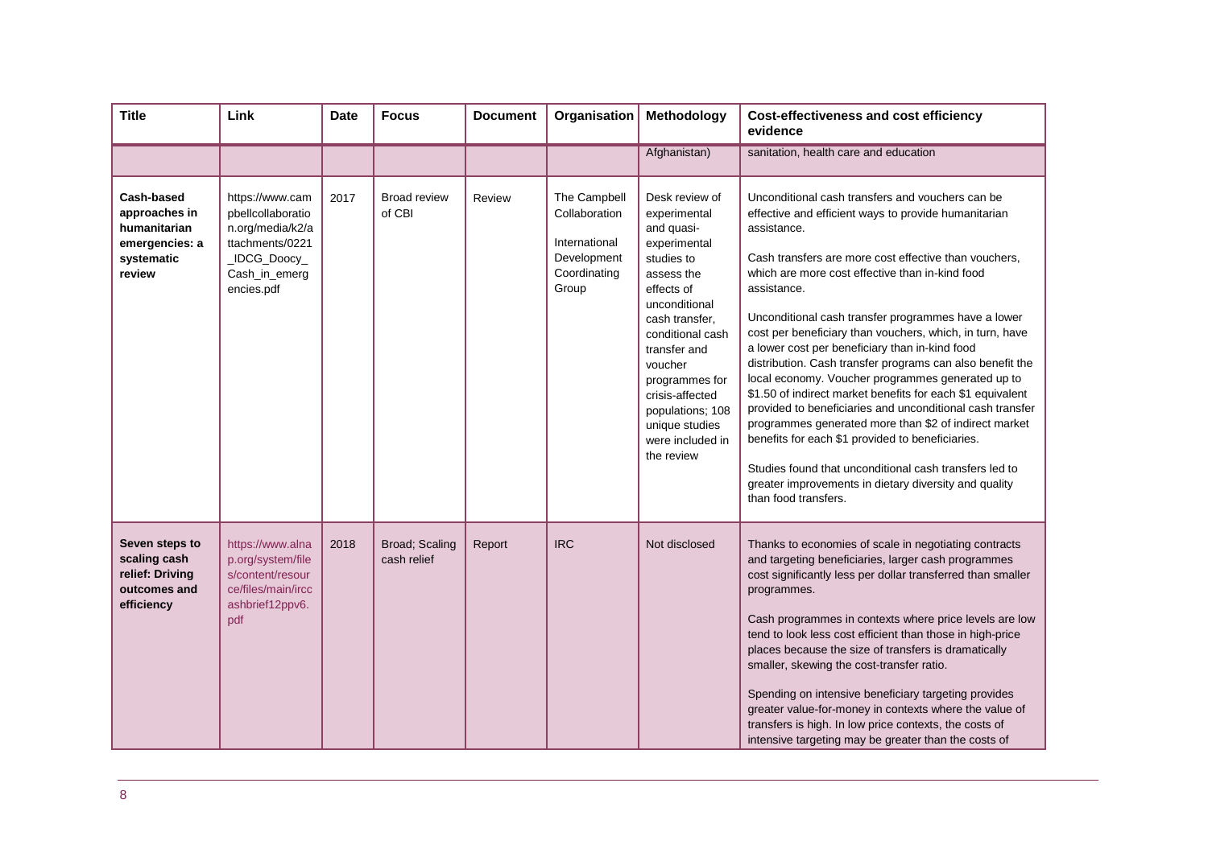| Title | Link | Date | Focus | Document | Organisation | Methodology | Cost-effectiveness and cost efficiency evidence |
|---|---|---|---|---|---|---|---|
| | | | | | | Afghanistan) | sanitation, health care and education |
| **Cash-based approaches in humanitarian emergencies: a systematic review** | https://www.campbellcollaboration.org/media/k2/attachments/0221_IDCG_Doocy_Cash_in_emergencies.pdf | 2017 | Broad review of CBI | Review | The Campbell Collaboration<br><br>International Development Coordinating Group | Desk review of experimental and quasi-experimental studies to assess the effects of unconditional cash transfer, conditional cash transfer and voucher programmes for crisis-affected populations; 108 unique studies were included in the review | Unconditional cash transfers and vouchers can be effective and efficient ways to provide humanitarian assistance.<br><br>Cash transfers are more cost effective than vouchers, which are more cost effective than in-kind food assistance.<br><br>Unconditional cash transfer programmes have a lower cost per beneficiary than vouchers, which, in turn, have a lower cost per beneficiary than in-kind food distribution. Cash transfer programs can also benefit the local economy. Voucher programmes generated up to $1.50 of indirect market benefits for each $1 equivalent provided to beneficiaries and unconditional cash transfer programmes generated more than $2 of indirect market benefits for each $1 provided to beneficiaries.<br><br>Studies found that unconditional cash transfers led to greater improvements in dietary diversity and quality than food transfers. |
| **Seven steps to scaling cash relief: Driving outcomes and efficiency** | https://www.alnap.org/system/files/content/resource/files/main/irccashbrief12ppv6.pdf | 2018 | Broad; Scaling cash relief | Report | IRC | Not disclosed | Thanks to economies of scale in negotiating contracts and targeting beneficiaries, larger cash programmes cost significantly less per dollar transferred than smaller programmes.<br><br>Cash programmes in contexts where price levels are low tend to look less cost efficient than those in high-price places because the size of transfers is dramatically smaller, skewing the cost-transfer ratio.<br><br>Spending on intensive beneficiary targeting provides greater value-for-money in contexts where the value of transfers is high. In low price contexts, the costs of intensive targeting may be greater than the costs of |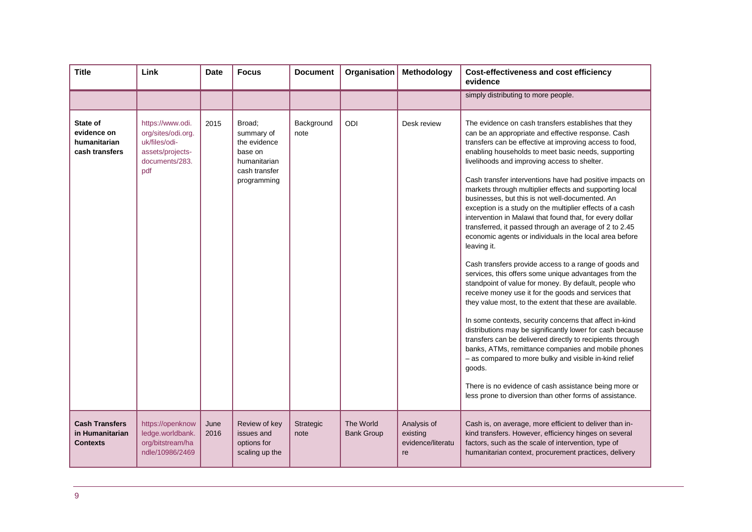| Title | Link | Date | Focus | Document | Organisation | Methodology | Cost-effectiveness and cost efficiency evidence |
|---|---|---|---|---|---|---|---|
| | | | | | | | simply distributing to more people. |
| **State of evidence on humanitarian cash transfers** | https://www.odi.org/sites/odi.org.uk/files/odi-assets/projects-documents/283.pdf | 2015 | Broad; summary of the evidence base on humanitarian cash transfer programming | Background note | ODI | Desk review | The evidence on cash transfers establishes that they can be an appropriate and effective response. Cash transfers can be effective at improving access to food, enabling households to meet basic needs, supporting livelihoods and improving access to shelter.<br><br>Cash transfer interventions have had positive impacts on markets through multiplier effects and supporting local businesses, but this is not well-documented. An exception is a study on the multiplier effects of a cash intervention in Malawi that found that, for every dollar transferred, it passed through an average of 2 to 2.45 economic agents or individuals in the local area before leaving it.<br><br>Cash transfers provide access to a range of goods and services, this offers some unique advantages from the standpoint of value for money. By default, people who receive money use it for the goods and services that they value most, to the extent that these are available.<br><br>In some contexts, security concerns that affect in-kind distributions may be significantly lower for cash because transfers can be delivered directly to recipients through banks, ATMs, remittance companies and mobile phones – as compared to more bulky and visible in-kind relief goods.<br><br>There is no evidence of cash assistance being more or less prone to diversion than other forms of assistance. |
| **Cash Transfers in Humanitarian Contexts** | https://openknowledge.worldbank.org/bitstream/handle/10986/2469 | June 2016 | Review of key issues and options for scaling up the | Strategic note | The World Bank Group | Analysis of existing evidence/literature | Cash is, on average, more efficient to deliver than in-kind transfers. However, efficiency hinges on several factors, such as the scale of intervention, type of humanitarian context, procurement practices, delivery |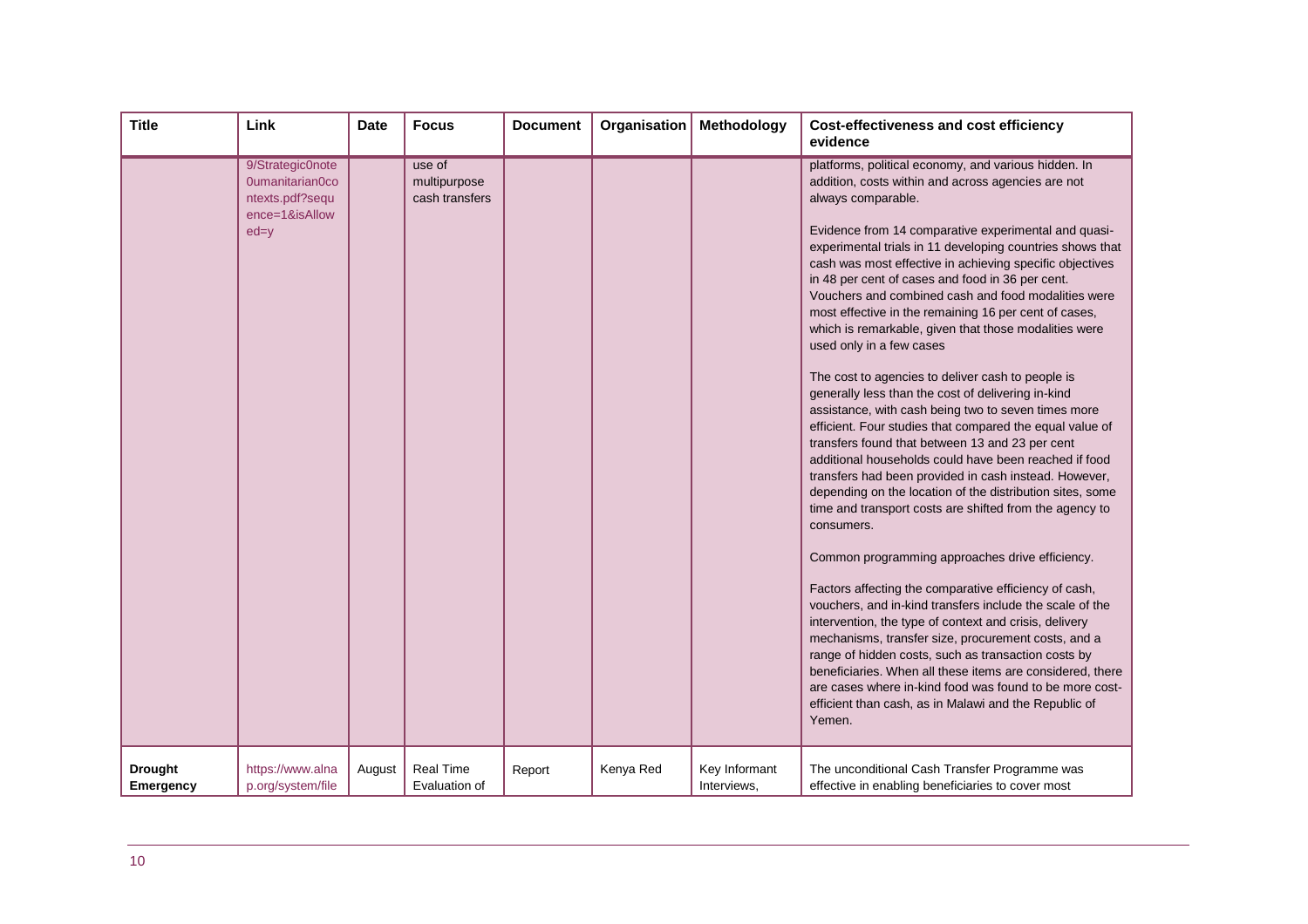| Title | Link | Date | Focus | Document | Organisation | Methodology | Cost-effectiveness and cost efficiency evidence |
|---|---|---|---|---|---|---|---|
| | 9/Strategic0note 0umanitarian0co ntexts.pdf?sequ ence=1&isAllow ed=y | | use of multipurpose cash transfers | | | | platforms, political economy, and various hidden. In addition, costs within and across agencies are not always comparable.<br><br>Evidence from 14 comparative experimental and quasi-experimental trials in 11 developing countries shows that cash was most effective in achieving specific objectives in 48 per cent of cases and food in 36 per cent. Vouchers and combined cash and food modalities were most effective in the remaining 16 per cent of cases, which is remarkable, given that those modalities were used only in a few cases<br><br>The cost to agencies to deliver cash to people is generally less than the cost of delivering in-kind assistance, with cash being two to seven times more efficient. Four studies that compared the equal value of transfers found that between 13 and 23 per cent additional households could have been reached if food transfers had been provided in cash instead. However, depending on the location of the distribution sites, some time and transport costs are shifted from the agency to consumers.<br><br>Common programming approaches drive efficiency.<br><br>Factors affecting the comparative efficiency of cash, vouchers, and in-kind transfers include the scale of the intervention, the type of context and crisis, delivery mechanisms, transfer size, procurement costs, and a range of hidden costs, such as transaction costs by beneficiaries. When all these items are considered, there are cases where in-kind food was found to be more cost-efficient than cash, as in Malawi and the Republic of Yemen. |
| **Drought Emergency** | https://www.alna p.org/system/file | August | Real Time Evaluation of | Report | Kenya Red | Key Informant Interviews, | The unconditional Cash Transfer Programme was effective in enabling beneficiaries to cover most |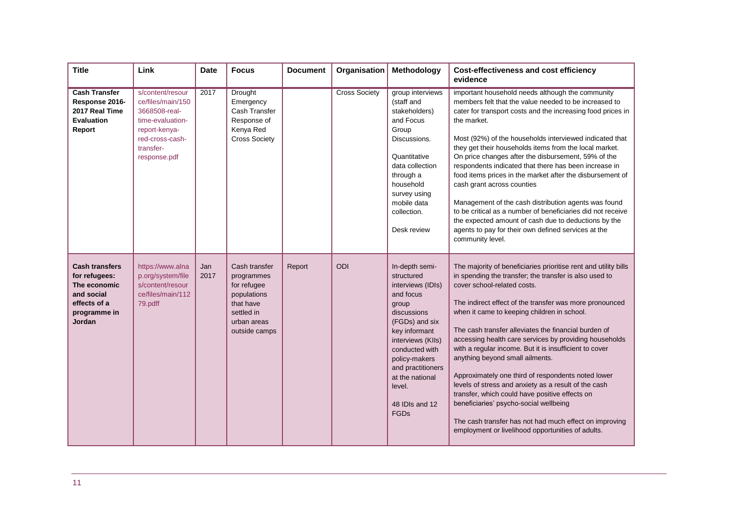| Title | Link | Date | Focus | Document | Organisation | Methodology | Cost-effectiveness and cost efficiency evidence |
|---|---|---|---|---|---|---|---|
| **Cash Transfer Response 2016-2017 Real Time Evaluation Report** | s/content/resource/files/main/1503668508-real-time-evaluation-report-kenya-red-cross-cash-transfer-response.pdf | 2017 | Drought Emergency Cash Transfer Response of Kenya Red Cross Society | | Cross Society | group interviews (staff and stakeholders) and Focus Group Discussions.<br><br>Quantitative data collection through a household survey using mobile data collection.<br><br>Desk review | important household needs although the community members felt that the value needed to be increased to cater for transport costs and the increasing food prices in the market.<br><br>Most (92%) of the households interviewed indicated that they get their households items from the local market. On price changes after the disbursement, 59% of the respondents indicated that there has been increase in food items prices in the market after the disbursement of cash grant across counties<br><br>Management of the cash distribution agents was found to be critical as a number of beneficiaries did not receive the expected amount of cash due to deductions by the agents to pay for their own defined services at the community level. |
| **Cash transfers for refugees: The economic and social effects of a programme in Jordan** | https://www.alnap.org/system/files/content/resource/files/main/11279.pdff | Jan 2017 | Cash transfer programmes for refugee populations that have settled in urban areas outside camps | Report | ODI | In-depth semi-structured interviews (IDIs) and focus group discussions (FGDs) and six key informant interviews (KIIs) conducted with policy-makers and practitioners at the national level.<br><br>48 IDIs and 12 FGDs | The majority of beneficiaries prioritise rent and utility bills in spending the transfer; the transfer is also used to cover school-related costs.<br><br>The indirect effect of the transfer was more pronounced when it came to keeping children in school.<br><br>The cash transfer alleviates the financial burden of accessing health care services by providing households with a regular income. But it is insufficient to cover anything beyond small ailments.<br><br>Approximately one third of respondents noted lower levels of stress and anxiety as a result of the cash transfer, which could have positive effects on beneficiaries' psycho-social wellbeing<br><br>The cash transfer has not had much effect on improving employment or livelihood opportunities of adults. |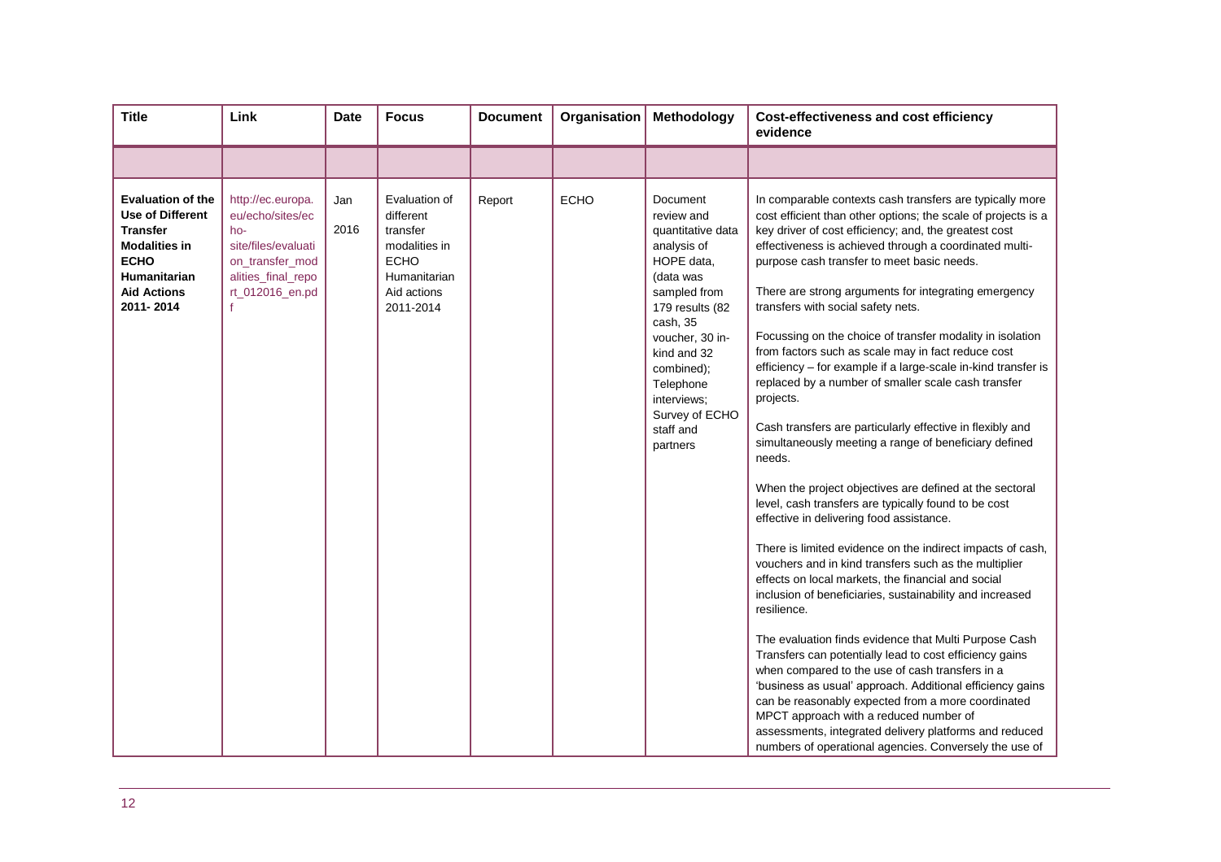| Title | Link | Date | Focus | Document | Organisation | Methodology | Cost-effectiveness and cost efficiency evidence |
|---|---|---|---|---|---|---|---|
| | | | | | | | |
| **Evaluation of the Use of Different Transfer Modalities in ECHO Humanitarian Aid Actions 2011- 2014** | http://ec.europa.eu/echo/sites/echo-site/files/evaluation_transfer_modalities_final_report_012016_en.pdf | Jan 2016 | Evaluation of different transfer modalities in ECHO Humanitarian Aid actions 2011-2014 | Report | ECHO | Document review and quantitative data analysis of HOPE data, (data was sampled from 179 results (82 cash, 35 voucher, 30 in-kind and 32 combined); Telephone interviews; Survey of ECHO staff and partners | In comparable contexts cash transfers are typically more cost efficient than other options; the scale of projects is a key driver of cost efficiency; and, the greatest cost effectiveness is achieved through a coordinated multi-purpose cash transfer to meet basic needs.<br><br>There are strong arguments for integrating emergency transfers with social safety nets.<br><br>Focussing on the choice of transfer modality in isolation from factors such as scale may in fact reduce cost efficiency – for example if a large-scale in-kind transfer is replaced by a number of smaller scale cash transfer projects.<br><br>Cash transfers are particularly effective in flexibly and simultaneously meeting a range of beneficiary defined needs.<br><br>When the project objectives are defined at the sectoral level, cash transfers are typically found to be cost effective in delivering food assistance.<br><br>There is limited evidence on the indirect impacts of cash, vouchers and in kind transfers such as the multiplier effects on local markets, the financial and social inclusion of beneficiaries, sustainability and increased resilience.<br><br>The evaluation finds evidence that Multi Purpose Cash Transfers can potentially lead to cost efficiency gains when compared to the use of cash transfers in a 'business as usual' approach. Additional efficiency gains can be reasonably expected from a more coordinated MPCT approach with a reduced number of assessments, integrated delivery platforms and reduced numbers of operational agencies. Conversely the use of |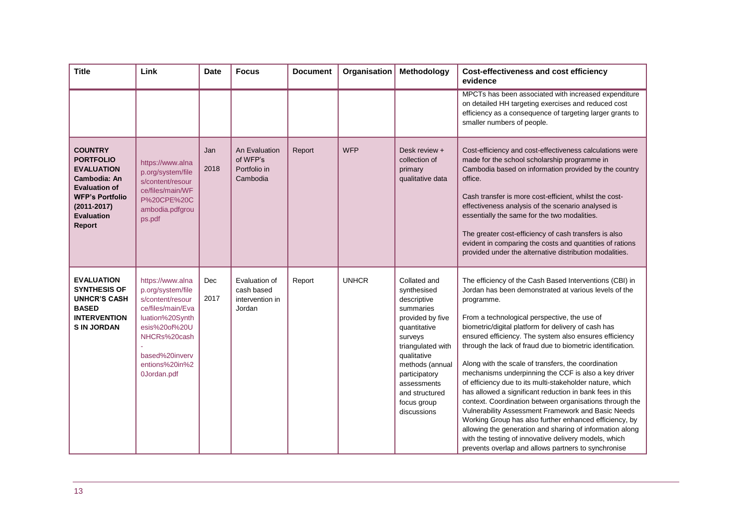| Title | Link | Date | Focus | Document | Organisation | Methodology | Cost-effectiveness and cost efficiency evidence |
|---|---|---|---|---|---|---|---|
| | | | | | | | MPCTs has been associated with increased expenditure on detailed HH targeting exercises and reduced cost efficiency as a consequence of targeting larger grants to smaller numbers of people. |
| **COUNTRY PORTFOLIO EVALUATION Cambodia: An Evaluation of WFP's Portfolio (2011-2017) Evaluation Report** | https://www.alnap.org/system/files/content/resource/files/main/WFP%20CPE%20Cambodia.pdfgroups.pdf | Jan 2018 | An Evaluation of WFP's Portfolio in Cambodia | Report | WFP | Desk review + collection of primary qualitative data | Cost-efficiency and cost-effectiveness calculations were made for the school scholarship programme in Cambodia based on information provided by the country office.<br><br>Cash transfer is more cost-efficient, whilst the cost-effectiveness analysis of the scenario analysed is essentially the same for the two modalities.<br><br>The greater cost-efficiency of cash transfers is also evident in comparing the costs and quantities of rations provided under the alternative distribution modalities. |
| **EVALUATION SYNTHESIS OF UNHCR'S CASH BASED INTERVENTIONS IN JORDAN** | https://www.alnap.org/system/files/content/resource/files/main/Evaluation%20Synthesis%20of%20UNHCRs%20cash-based%20interventions%20in%20Jordan.pdf | Dec 2017 | Evaluation of cash based intervention in Jordan | Report | UNHCR | Collated and synthesised descriptive summaries provided by five quantitative surveys triangulated with qualitative methods (annual participatory assessments and structured focus group discussions | The efficiency of the Cash Based Interventions (CBI) in Jordan has been demonstrated at various levels of the programme.<br><br>From a technological perspective, the use of biometric/digital platform for delivery of cash has ensured efficiency. The system also ensures efficiency through the lack of fraud due to biometric identification.<br><br>Along with the scale of transfers, the coordination mechanisms underpinning the CCF is also a key driver of efficiency due to its multi-stakeholder nature, which has allowed a significant reduction in bank fees in this context. Coordination between organisations through the Vulnerability Assessment Framework and Basic Needs Working Group has also further enhanced efficiency, by allowing the generation and sharing of information along with the testing of innovative delivery models, which prevents overlap and allows partners to synchronise |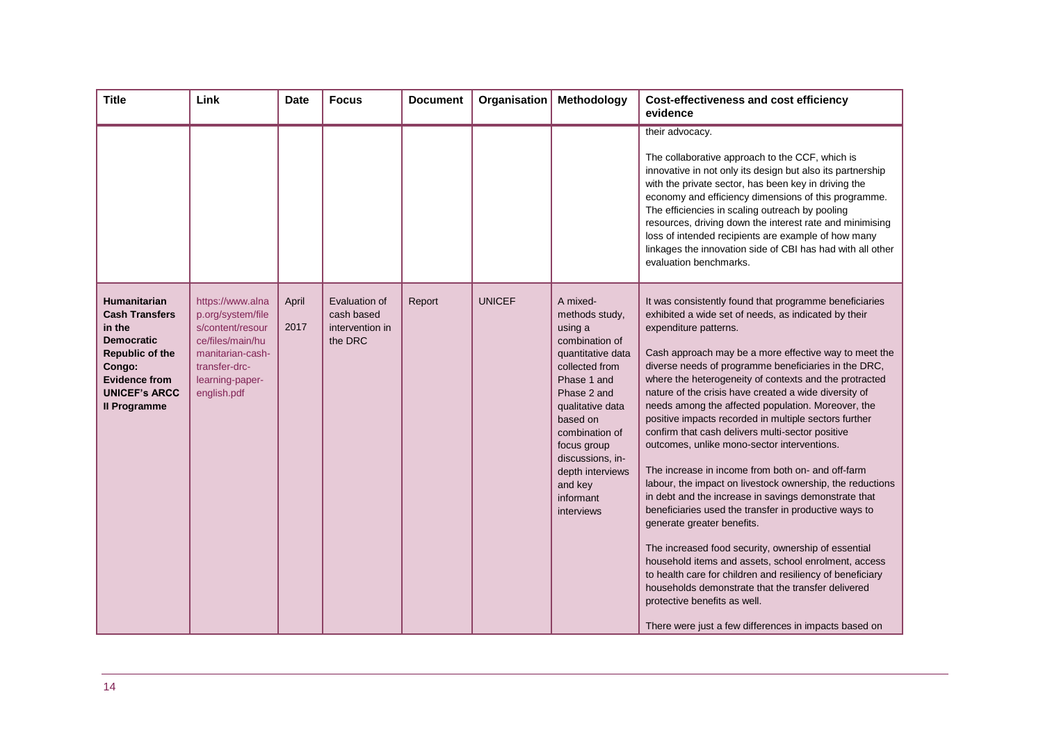| Title | Link | Date | Focus | Document | Organisation | Methodology | Cost-effectiveness and cost efficiency evidence |
|---|---|---|---|---|---|---|---|
| | | | | | | | their advocacy.<br><br>The collaborative approach to the CCF, which is innovative in not only its design but also its partnership with the private sector, has been key in driving the economy and efficiency dimensions of this programme. The efficiencies in scaling outreach by pooling resources, driving down the interest rate and minimising loss of intended recipients are example of how many linkages the innovation side of CBI has had with all other evaluation benchmarks. |
| **Humanitarian Cash Transfers in the Democratic Republic of the Congo: Evidence from UNICEF's ARCC II Programme** | https://www.alnap.org/system/files/content/resource/files/main/humanitarian-cash-transfer-drc-learning-paper-english.pdf | April 2017 | Evaluation of cash based intervention in the DRC | Report | UNICEF | A mixed-methods study, using a combination of quantitative data collected from Phase 1 and Phase 2 and qualitative data based on combination of focus group discussions, in-depth interviews and key informant interviews | It was consistently found that programme beneficiaries exhibited a wide set of needs, as indicated by their expenditure patterns.<br><br>Cash approach may be a more effective way to meet the diverse needs of programme beneficiaries in the DRC, where the heterogeneity of contexts and the protracted nature of the crisis have created a wide diversity of needs among the affected population. Moreover, the positive impacts recorded in multiple sectors further confirm that cash delivers multi-sector positive outcomes, unlike mono-sector interventions.<br><br>The increase in income from both on- and off-farm labour, the impact on livestock ownership, the reductions in debt and the increase in savings demonstrate that beneficiaries used the transfer in productive ways to generate greater benefits.<br><br>The increased food security, ownership of essential household items and assets, school enrolment, access to health care for children and resiliency of beneficiary households demonstrate that the transfer delivered protective benefits as well.<br><br>There were just a few differences in impacts based on |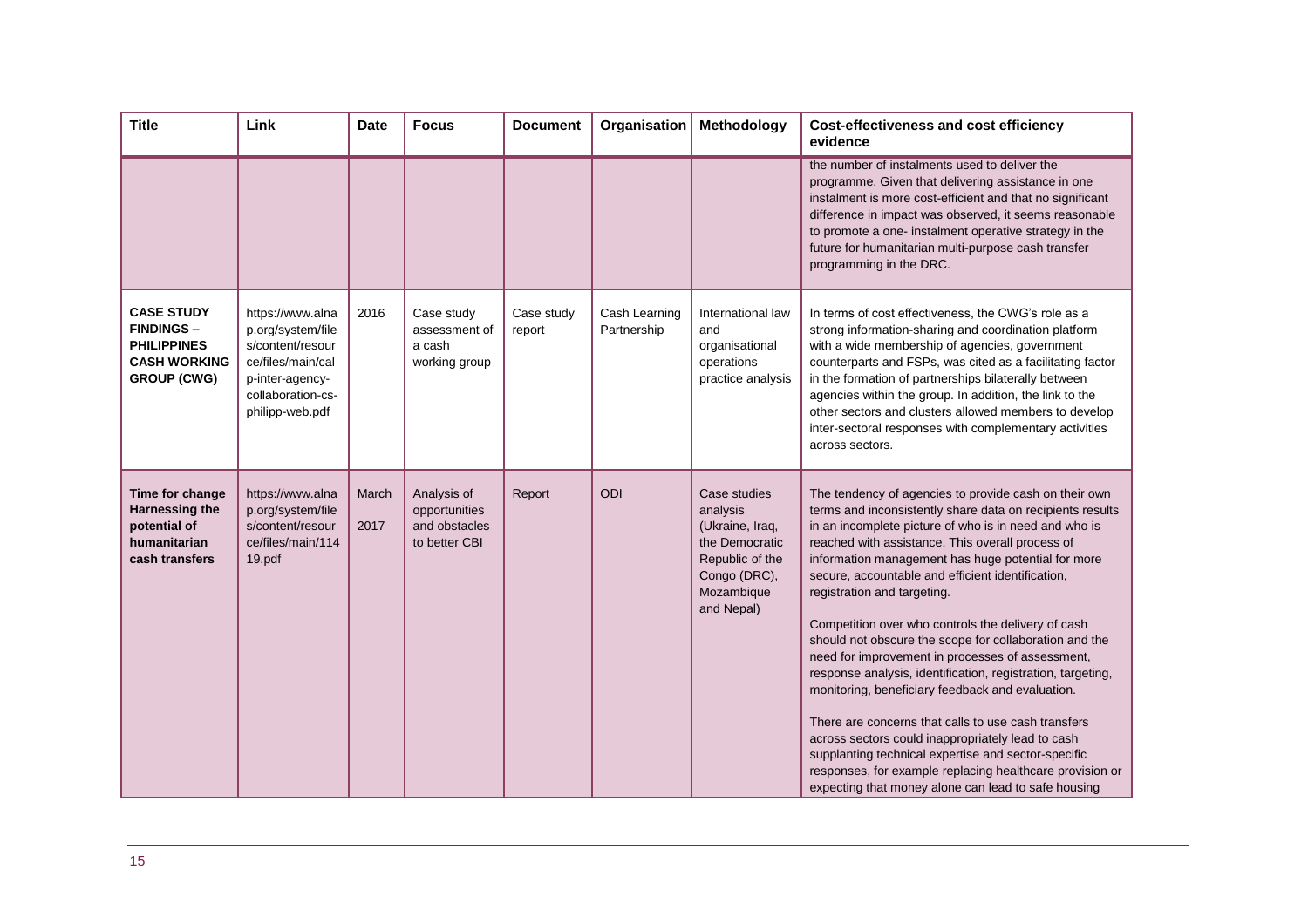| Title | Link | Date | Focus | Document | Organisation | Methodology | Cost-effectiveness and cost efficiency evidence |
|---|---|---|---|---|---|---|---|
| | | | | | | | the number of instalments used to deliver the programme. Given that delivering assistance in one instalment is more cost-efficient and that no significant difference in impact was observed, it seems reasonable to promote a one- instalment operative strategy in the future for humanitarian multi-purpose cash transfer programming in the DRC. |
| **CASE STUDY FINDINGS – PHILIPPINES CASH WORKING GROUP (CWG)** | https://www.alnap.org/system/files/content/resource/files/main/calp-inter-agency-collaboration-cs-philipp-web.pdf | 2016 | Case study assessment of a cash working group | Case study report | Cash Learning Partnership | International law and organisational operations practice analysis | In terms of cost effectiveness, the CWG's role as a strong information-sharing and coordination platform with a wide membership of agencies, government counterparts and FSPs, was cited as a facilitating factor in the formation of partnerships bilaterally between agencies within the group. In addition, the link to the other sectors and clusters allowed members to develop inter-sectoral responses with complementary activities across sectors. |
| **Time for change Harnessing the potential of humanitarian cash transfers** | https://www.alnap.org/system/files/content/resource/files/main/11419.pdf | March 2017 | Analysis of opportunities and obstacles to better CBI | Report | ODI | Case studies analysis (Ukraine, Iraq, the Democratic Republic of the Congo (DRC), Mozambique and Nepal) | The tendency of agencies to provide cash on their own terms and inconsistently share data on recipients results in an incomplete picture of who is in need and who is reached with assistance. This overall process of information management has huge potential for more secure, accountable and efficient identification, registration and targeting.<br><br>Competition over who controls the delivery of cash should not obscure the scope for collaboration and the need for improvement in processes of assessment, response analysis, identification, registration, targeting, monitoring, beneficiary feedback and evaluation.<br><br>There are concerns that calls to use cash transfers across sectors could inappropriately lead to cash supplanting technical expertise and sector-specific responses, for example replacing healthcare provision or expecting that money alone can lead to safe housing |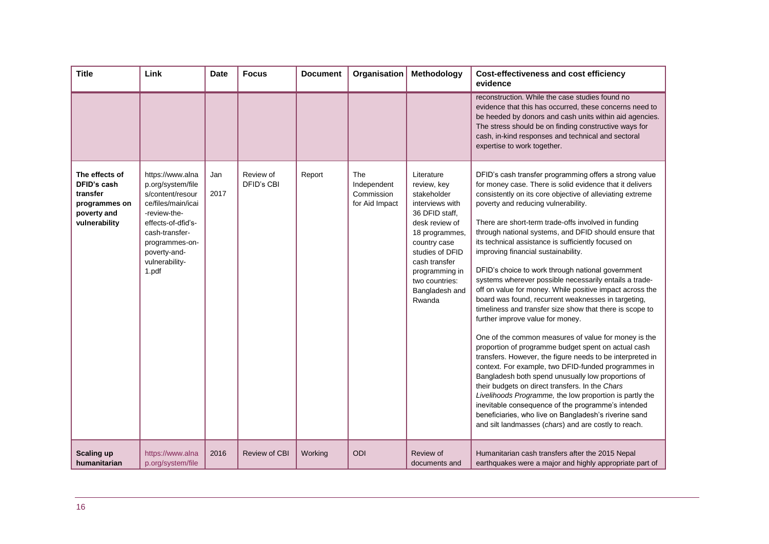| Title | Link | Date | Focus | Document | Organisation | Methodology | Cost-effectiveness and cost efficiency evidence |
|---|---|---|---|---|---|---|---|
| | | | | | | | reconstruction. While the case studies found no evidence that this has occurred, these concerns need to be heeded by donors and cash units within aid agencies. The stress should be on finding constructive ways for cash, in-kind responses and technical and sectoral expertise to work together. |
| **The effects of DFID's cash transfer programmes on poverty and vulnerability** | https://www.alnap.org/system/files/content/resource/files/main/icai-review-the-effects-of-dfid's-cash-transfer-programmes-on-poverty-and-vulnerability-1.pdf | Jan 2017 | Review of DFID's CBI | Report | The Independent Commission for Aid Impact | Literature review, key stakeholder interviews with 36 DFID staff, desk review of 18 programmes, country case studies of DFID cash transfer programming in two countries: Bangladesh and Rwanda | DFID's cash transfer programming offers a strong value for money case. There is solid evidence that it delivers consistently on its core objective of alleviating extreme poverty and reducing vulnerability.<br><br>There are short-term trade-offs involved in funding through national systems, and DFID should ensure that its technical assistance is sufficiently focused on improving financial sustainability.<br><br>DFID's choice to work through national government systems wherever possible necessarily entails a trade-off on value for money. While positive impact across the board was found, recurrent weaknesses in targeting, timeliness and transfer size show that there is scope to further improve value for money.<br><br>One of the common measures of value for money is the proportion of programme budget spent on actual cash transfers. However, the figure needs to be interpreted in context. For example, two DFID-funded programmes in Bangladesh both spend unusually low proportions of their budgets on direct transfers. In the *Chars Livelihoods Programme,* the low proportion is partly the inevitable consequence of the programme's intended beneficiaries, who live on Bangladesh's riverine sand and silt landmasses (*chars*) and are costly to reach. |
| **Scaling up humanitarian** | https://www.alnap.org/system/file | 2016 | Review of CBI | Working | ODI | Review of documents and | Humanitarian cash transfers after the 2015 Nepal earthquakes were a major and highly appropriate part of |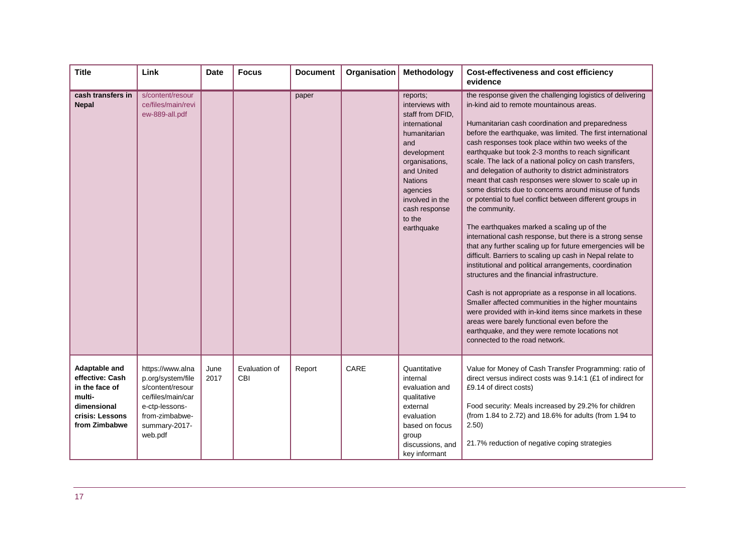| Title | Link | Date | Focus | Document | Organisation | Methodology | Cost-effectiveness and cost efficiency evidence |
|---|---|---|---|---|---|---|---|
| **cash transfers in Nepal** | s/content/resource/files/main/review-889-all.pdf | | | paper | | reports; interviews with staff from DFID, international humanitarian and development organisations, and United Nations agencies involved in the cash response to the earthquake | the response given the challenging logistics of delivering in-kind aid to remote mountainous areas.<br><br>Humanitarian cash coordination and preparedness before the earthquake, was limited. The first international cash responses took place within two weeks of the earthquake but took 2-3 months to reach significant scale. The lack of a national policy on cash transfers, and delegation of authority to district administrators meant that cash responses were slower to scale up in some districts due to concerns around misuse of funds or potential to fuel conflict between different groups in the community.<br><br>The earthquakes marked a scaling up of the international cash response, but there is a strong sense that any further scaling up for future emergencies will be difficult. Barriers to scaling up cash in Nepal relate to institutional and political arrangements, coordination structures and the financial infrastructure.<br><br>Cash is not appropriate as a response in all locations. Smaller affected communities in the higher mountains were provided with in-kind items since markets in these areas were barely functional even before the earthquake, and they were remote locations not connected to the road network. |
| **Adaptable and effective: Cash in the face of multi-dimensional crisis: Lessons from Zimbabwe** | https://www.alnap.org/system/files/content/resource/files/main/care-ctp-lessons-from-zimbabwe-summary-2017-web.pdf | June 2017 | Evaluation of CBI | Report | CARE | Quantitative internal evaluation and qualitative external evaluation based on focus group discussions, and key informant | Value for Money of Cash Transfer Programming: ratio of direct versus indirect costs was 9.14:1 (£1 of indirect for £9.14 of direct costs)<br><br>Food security: Meals increased by 29.2% for children (from 1.84 to 2.72) and 18.6% for adults (from 1.94 to 2.50)<br><br>21.7% reduction of negative coping strategies |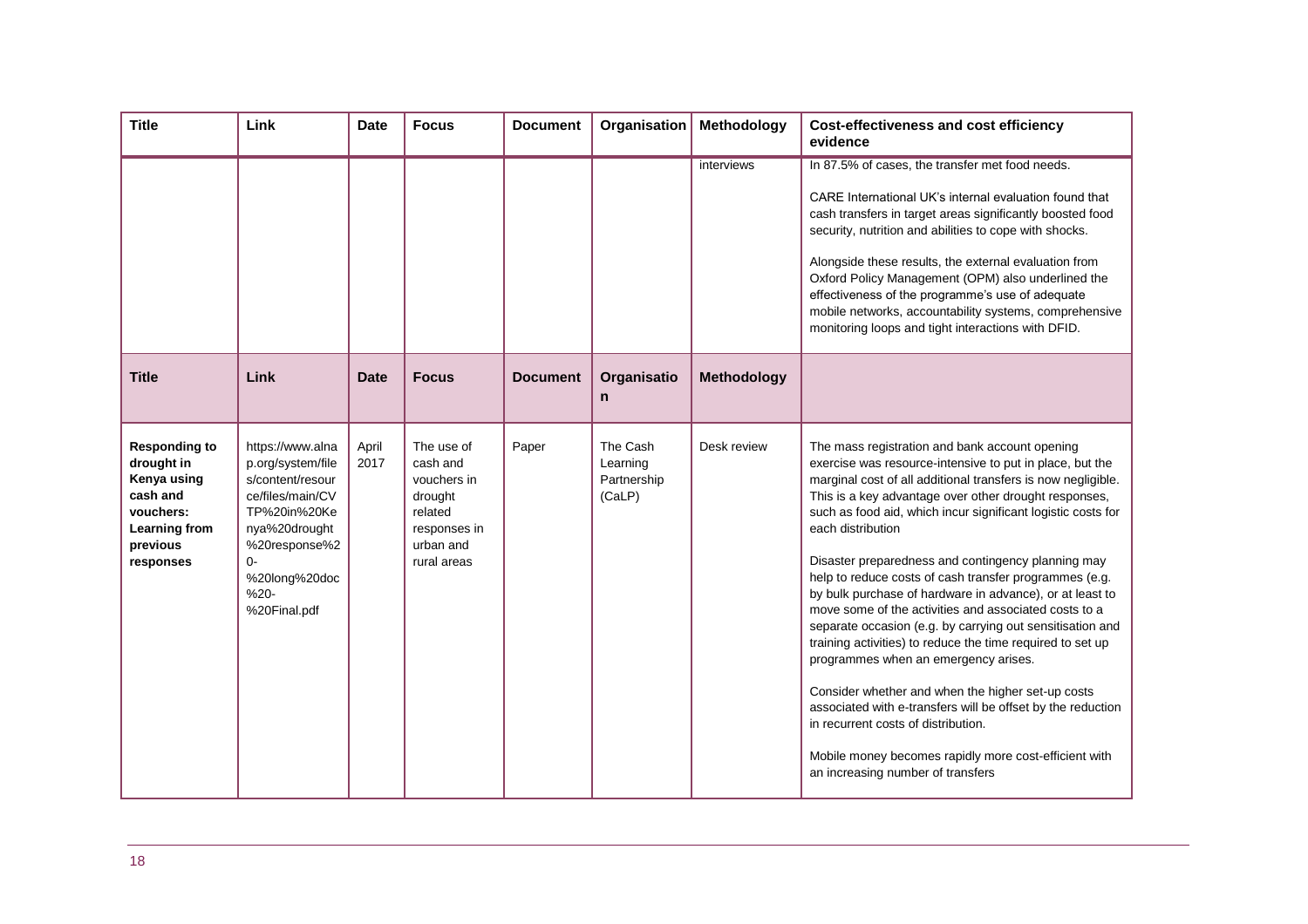| Title | Link | Date | Focus | Document | Organisation | Methodology | Cost-effectiveness and cost efficiency evidence |
|---|---|---|---|---|---|---|---|
| | | | | | | interviews | In 87.5% of cases, the transfer met food needs.<br><br>CARE International UK's internal evaluation found that cash transfers in target areas significantly boosted food security, nutrition and abilities to cope with shocks.<br><br>Alongside these results, the external evaluation from Oxford Policy Management (OPM) also underlined the effectiveness of the programme's use of adequate mobile networks, accountability systems, comprehensive monitoring loops and tight interactions with DFID. |
| **Title** | **Link** | **Date** | **Focus** | **Document** | **Organisation** | **Methodology** | |
| **Responding to drought in Kenya using cash and vouchers: Learning from previous responses** | https://www.alnap.org/system/files/content/resource/files/main/CVTP%20in%20Kenya%20drought%20response%20-%20long%20doc%20-%20Final.pdf | April 2017 | The use of cash and vouchers in drought related responses in urban and rural areas | Paper | The Cash Learning Partnership (CaLP) | Desk review | The mass registration and bank account opening exercise was resource-intensive to put in place, but the marginal cost of all additional transfers is now negligible. This is a key advantage over other drought responses, such as food aid, which incur significant logistic costs for each distribution<br><br>Disaster preparedness and contingency planning may help to reduce costs of cash transfer programmes (e.g. by bulk purchase of hardware in advance), or at least to move some of the activities and associated costs to a separate occasion (e.g. by carrying out sensitisation and training activities) to reduce the time required to set up programmes when an emergency arises.<br><br>Consider whether and when the higher set-up costs associated with e-transfers will be offset by the reduction in recurrent costs of distribution.<br><br>Mobile money becomes rapidly more cost-efficient with an increasing number of transfers |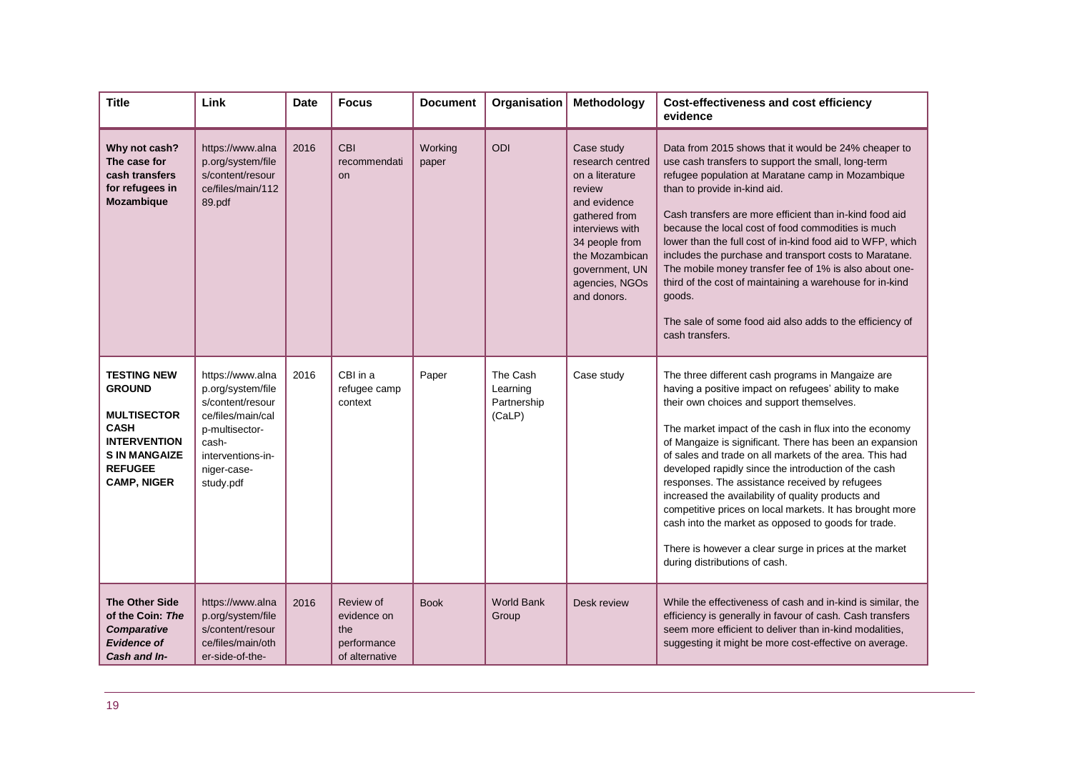| Title | Link | Date | Focus | Document | Organisation | Methodology | Cost-effectiveness and cost efficiency evidence |
|---|---|---|---|---|---|---|---|
| **Why not cash? The case for cash transfers for refugees in Mozambique** | https://www.alnap.org/system/files/content/resource/files/main/11289.pdf | 2016 | CBI recommendation | Working paper | ODI | Case study research centred on a literature review and evidence gathered from interviews with 34 people from the Mozambican government, UN agencies, NGOs and donors. | Data from 2015 shows that it would be 24% cheaper to use cash transfers to support the small, long-term refugee population at Maratane camp in Mozambique than to provide in-kind aid.<br><br>Cash transfers are more efficient than in-kind food aid because the local cost of food commodities is much lower than the full cost of in-kind food aid to WFP, which includes the purchase and transport costs to Maratane. The mobile money transfer fee of 1% is also about one-third of the cost of maintaining a warehouse for in-kind goods.<br><br>The sale of some food aid also adds to the efficiency of cash transfers. |
| **TESTING NEW GROUND<br><br>MULTISECTOR CASH INTERVENTIONS IN MANGAIZE REFUGEE CAMP, NIGER** | https://www.alnap.org/system/files/content/resource/files/main/calp-multisector-cash-interventions-in-niger-case-study.pdf | 2016 | CBI in a refugee camp context | Paper | The Cash Learning Partnership (CaLP) | Case study | The three different cash programs in Mangaize are having a positive impact on refugees' ability to make their own choices and support themselves.<br><br>The market impact of the cash in flux into the economy of Mangaize is significant. There has been an expansion of sales and trade on all markets of the area. This had developed rapidly since the introduction of the cash responses. The assistance received by refugees increased the availability of quality products and competitive prices on local markets. It has brought more cash into the market as opposed to goods for trade.<br><br>There is however a clear surge in prices at the market during distributions of cash. |
| **The Other Side of the Coin: *The Comparative Evidence of Cash and In-*** | https://www.alnap.org/system/files/content/resource/files/main/other-side-of-the- | 2016 | Review of evidence on the performance of alternative | Book | World Bank Group | Desk review | While the effectiveness of cash and in-kind is similar, the efficiency is generally in favour of cash. Cash transfers seem more efficient to deliver than in-kind modalities, suggesting it might be more cost-effective on average. |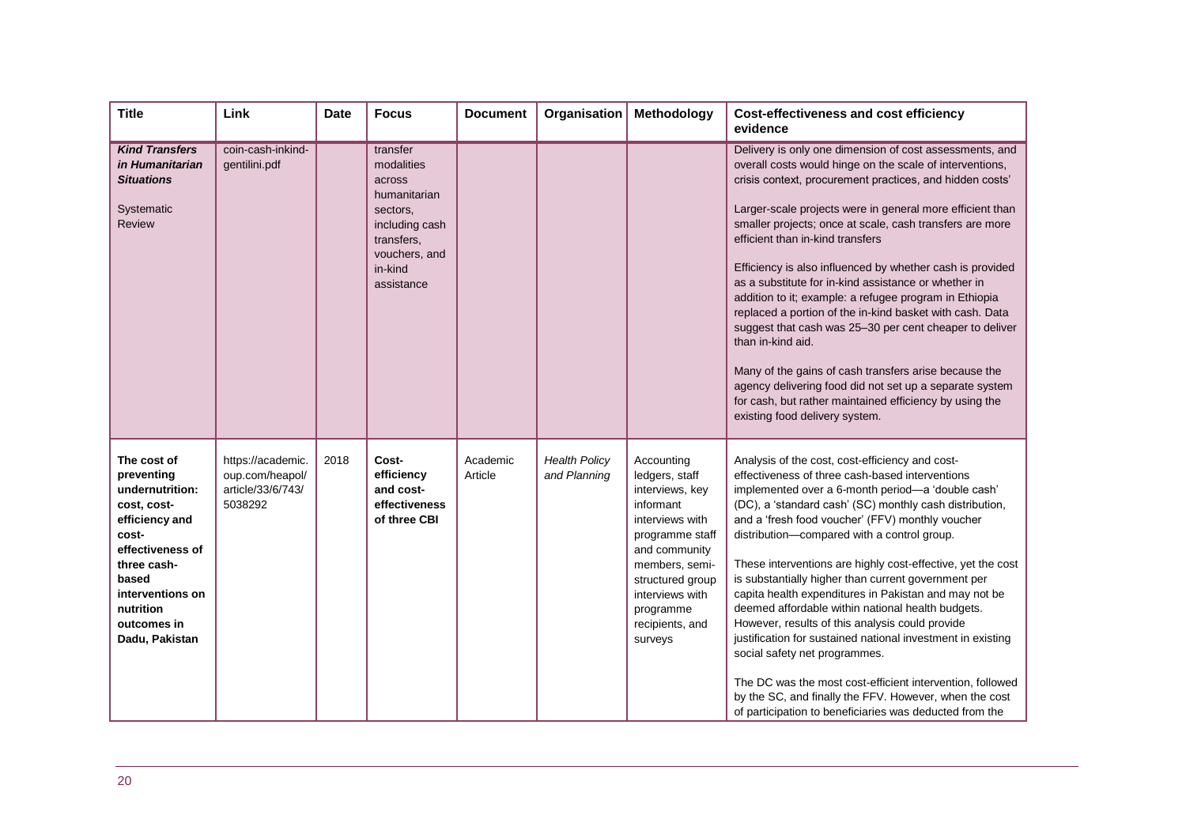| Title | Link | Date | Focus | Document | Organisation | Methodology | Cost-effectiveness and cost efficiency evidence |
|---|---|---|---|---|---|---|---|
| ***Kind Transfers in Humanitarian Situations***<br><br>Systematic Review | coin-cash-inkind-gentilini.pdf | | transfer modalities across humanitarian sectors, including cash transfers, vouchers, and in-kind assistance | | | | Delivery is only one dimension of cost assessments, and overall costs would hinge on the scale of interventions, crisis context, procurement practices, and hidden costs'<br><br>Larger-scale projects were in general more efficient than smaller projects; once at scale, cash transfers are more efficient than in-kind transfers<br><br>Efficiency is also influenced by whether cash is provided as a substitute for in-kind assistance or whether in addition to it; example: a refugee program in Ethiopia replaced a portion of the in-kind basket with cash. Data suggest that cash was 25–30 per cent cheaper to deliver than in-kind aid.<br><br>Many of the gains of cash transfers arise because the agency delivering food did not set up a separate system for cash, but rather maintained efficiency by using the existing food delivery system. |
| **The cost of preventing undernutrition: cost, cost-efficiency and cost-effectiveness of three cash-based interventions on nutrition outcomes in Dadu, Pakistan** | https://academic.oup.com/heapol/article/33/6/743/5038292 | 2018 | **Cost-efficiency and cost-effectiveness of three CBI** | Academic Article | *Health Policy and Planning* | Accounting ledgers, staff interviews, key informant interviews with programme staff and community members, semi-structured group interviews with programme recipients, and surveys | Analysis of the cost, cost-efficiency and cost-effectiveness of three cash-based interventions implemented over a 6-month period—a 'double cash' (DC), a 'standard cash' (SC) monthly cash distribution, and a 'fresh food voucher' (FFV) monthly voucher distribution—compared with a control group.<br><br>These interventions are highly cost-effective, yet the cost is substantially higher than current government per capita health expenditures in Pakistan and may not be deemed affordable within national health budgets. However, results of this analysis could provide justification for sustained national investment in existing social safety net programmes.<br><br>The DC was the most cost-efficient intervention, followed by the SC, and finally the FFV. However, when the cost of participation to beneficiaries was deducted from the |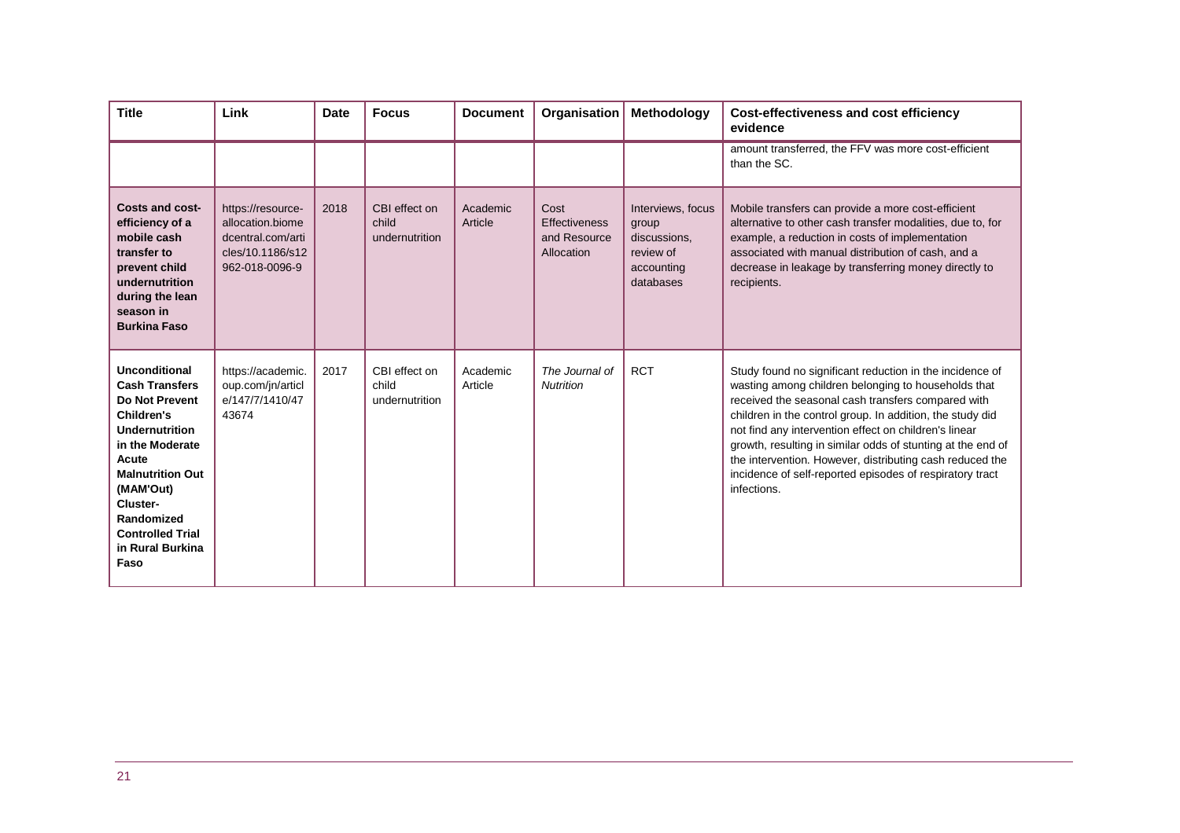| Title | Link | Date | Focus | Document | Organisation | Methodology | Cost-effectiveness and cost efficiency evidence |
|---|---|---|---|---|---|---|---|
| | | | | | | | amount transferred, the FFV was more cost-efficient than the SC. |
| **Costs and cost-efficiency of a mobile cash transfer to prevent child undernutrition during the lean season in Burkina Faso** | https://resource-allocation.biomedcentral.com/articles/10.1186/s12962-018-0096-9 | 2018 | CBI effect on child undernutrition | Academic Article | Cost Effectiveness and Resource Allocation | Interviews, focus group discussions, review of accounting databases | Mobile transfers can provide a more cost-efficient alternative to other cash transfer modalities, due to, for example, a reduction in costs of implementation associated with manual distribution of cash, and a decrease in leakage by transferring money directly to recipients. |
| **Unconditional Cash Transfers Do Not Prevent Children's Undernutrition in the Moderate Acute Malnutrition Out (MAM'Out) Cluster-Randomized Controlled Trial in Rural Burkina Faso** | https://academic.oup.com/jn/article/147/7/1410/4743674 | 2017 | CBI effect on child undernutrition | Academic Article | *The Journal of Nutrition* | RCT | Study found no significant reduction in the incidence of wasting among children belonging to households that received the seasonal cash transfers compared with children in the control group. In addition, the study did not find any intervention effect on children's linear growth, resulting in similar odds of stunting at the end of the intervention. However, distributing cash reduced the incidence of self-reported episodes of respiratory tract infections. |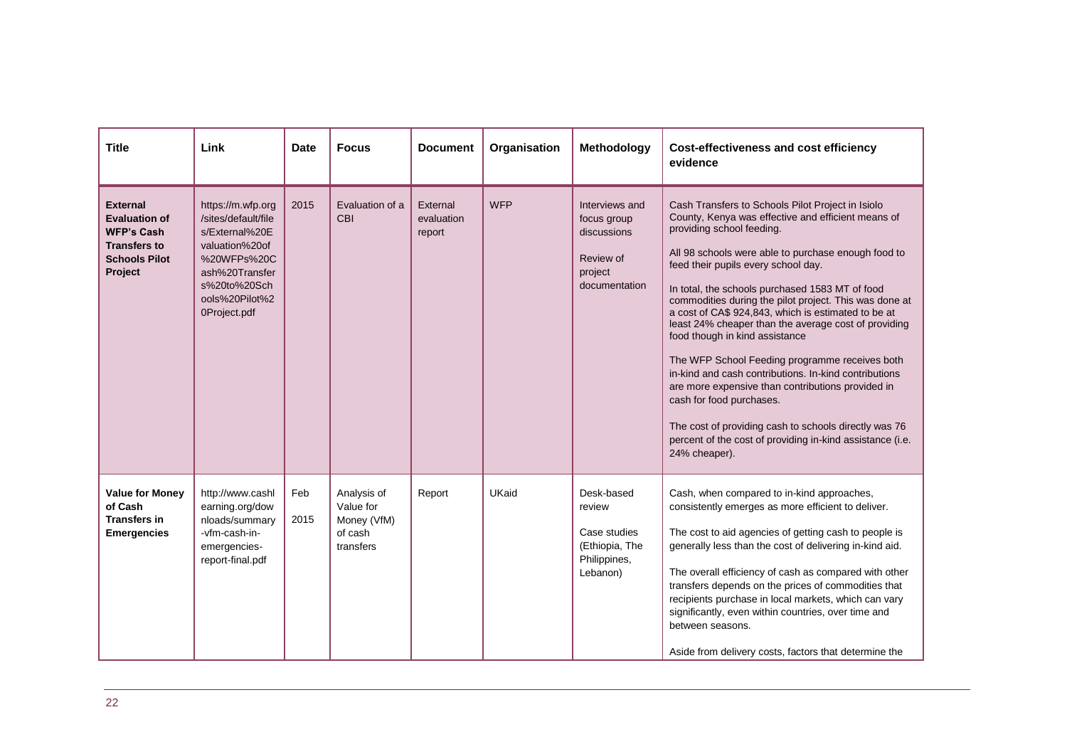| Title | Link | Date | Focus | Document | Organisation | Methodology | Cost-effectiveness and cost efficiency evidence |
|---|---|---|---|---|---|---|---|
| **External Evaluation of WFP's Cash Transfers to Schools Pilot Project** | https://m.wfp.org/sites/default/files/External%20Evaluation%20of%20WFPs%20Cash%20Transfers%20to%20Schools%20Pilot%20Project.pdf | 2015 | Evaluation of a CBI | External evaluation report | WFP | Interviews and focus group discussions<br><br>Review of project documentation | Cash Transfers to Schools Pilot Project in Isiolo County, Kenya was effective and efficient means of providing school feeding.<br><br>All 98 schools were able to purchase enough food to feed their pupils every school day.<br><br>In total, the schools purchased 1583 MT of food commodities during the pilot project. This was done at a cost of CA$ 924,843, which is estimated to be at least 24% cheaper than the average cost of providing food though in kind assistance<br><br>The WFP School Feeding programme receives both in-kind and cash contributions. In-kind contributions are more expensive than contributions provided in cash for food purchases.<br><br>The cost of providing cash to schools directly was 76 percent of the cost of providing in-kind assistance (i.e. 24% cheaper). |
| **Value for Money of Cash Transfers in Emergencies** | http://www.cashlearning.org/downloads/summary-vfm-cash-in-emergencies-report-final.pdf | Feb 2015 | Analysis of Value for Money (VfM) of cash transfers | Report | UKaid | Desk-based review<br><br>Case studies (Ethiopia, The Philippines, Lebanon) | Cash, when compared to in-kind approaches, consistently emerges as more efficient to deliver.<br><br>The cost to aid agencies of getting cash to people is generally less than the cost of delivering in-kind aid.<br><br>The overall efficiency of cash as compared with other transfers depends on the prices of commodities that recipients purchase in local markets, which can vary significantly, even within countries, over time and between seasons.<br><br>Aside from delivery costs, factors that determine the |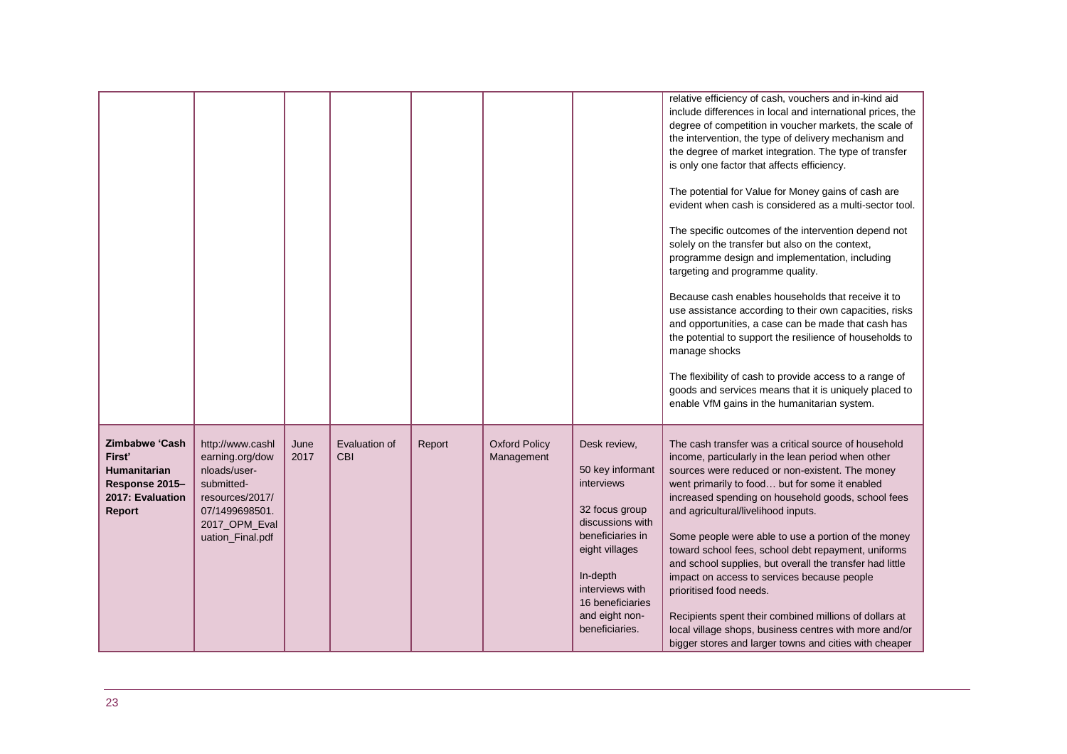| | | | | | | | |
|---|---|---|---|---|---|---|---|
| | | | | | | | relative efficiency of cash, vouchers and in-kind aid include differences in local and international prices, the degree of competition in voucher markets, the scale of the intervention, the type of delivery mechanism and the degree of market integration. The type of transfer is only one factor that affects efficiency.<br><br>The potential for Value for Money gains of cash are evident when cash is considered as a multi-sector tool.<br><br>The specific outcomes of the intervention depend not solely on the transfer but also on the context, programme design and implementation, including targeting and programme quality.<br><br>Because cash enables households that receive it to use assistance according to their own capacities, risks and opportunities, a case can be made that cash has the potential to support the resilience of households to manage shocks<br><br>The flexibility of cash to provide access to a range of goods and services means that it is uniquely placed to enable VfM gains in the humanitarian system. |
| **Zimbabwe 'Cash First' Humanitarian Response 2015–2017: Evaluation Report** | http://www.cashlearning.org/downloads/user-submitted-resources/2017/07/1499698501.2017_OPM_Evaluation_Final.pdf | June 2017 | Evaluation of CBI | Report | Oxford Policy Management | Desk review,<br><br>50 key informant interviews<br><br>32 focus group discussions with beneficiaries in eight villages<br><br>In-depth interviews with 16 beneficiaries and eight non-beneficiaries. | The cash transfer was a critical source of household income, particularly in the lean period when other sources were reduced or non-existent. The money went primarily to food… but for some it enabled increased spending on household goods, school fees and agricultural/livelihood inputs.<br><br>Some people were able to use a portion of the money toward school fees, school debt repayment, uniforms and school supplies, but overall the transfer had little impact on access to services because people prioritised food needs.<br><br>Recipients spent their combined millions of dollars at local village shops, business centres with more and/or bigger stores and larger towns and cities with cheaper |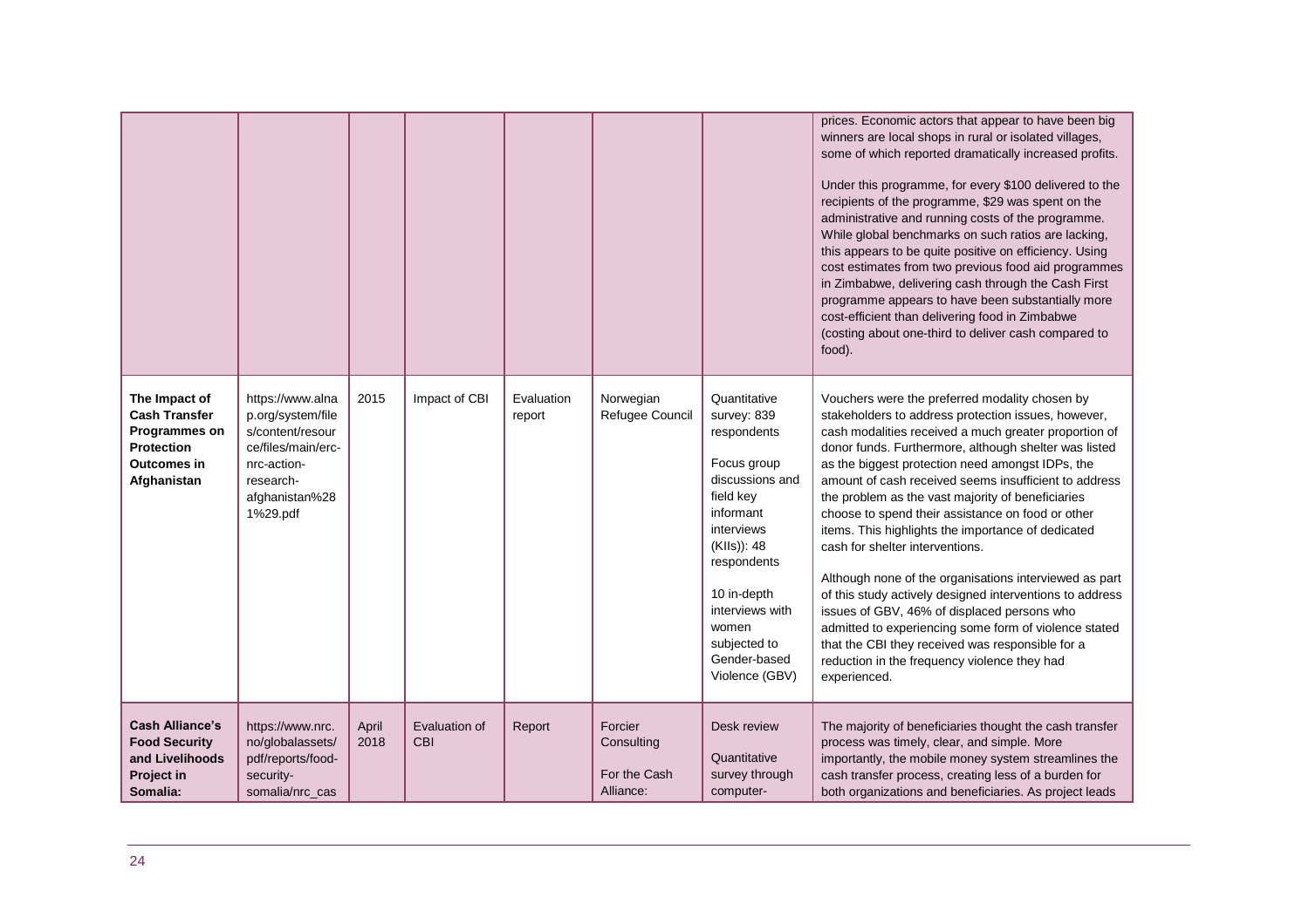| | | | | | | | |
|---|---|---|---|---|---|---|---|
| | | | | | | | prices. Economic actors that appear to have been big winners are local shops in rural or isolated villages, some of which reported dramatically increased profits.<br><br>Under this programme, for every $100 delivered to the recipients of the programme, $29 was spent on the administrative and running costs of the programme. While global benchmarks on such ratios are lacking, this appears to be quite positive on efficiency. Using cost estimates from two previous food aid programmes in Zimbabwe, delivering cash through the Cash First programme appears to have been substantially more cost-efficient than delivering food in Zimbabwe (costing about one-third to deliver cash compared to food). |
| **The Impact of Cash Transfer Programmes on Protection Outcomes in Afghanistan** | https://www.alnap.org/system/files/content/resource/files/main/erc-nrc-action-research-afghanistan%281%29.pdf | 2015 | Impact of CBI | Evaluation report | Norwegian Refugee Council | Quantitative survey: 839 respondents<br><br>Focus group discussions and field key informant interviews (KIIs)): 48 respondents<br><br>10 in-depth interviews with women subjected to Gender-based Violence (GBV) | Vouchers were the preferred modality chosen by stakeholders to address protection issues, however, cash modalities received a much greater proportion of donor funds. Furthermore, although shelter was listed as the biggest protection need amongst IDPs, the amount of cash received seems insufficient to address the problem as the vast majority of beneficiaries choose to spend their assistance on food or other items. This highlights the importance of dedicated cash for shelter interventions.<br><br>Although none of the organisations interviewed as part of this study actively designed interventions to address issues of GBV, 46% of displaced persons who admitted to experiencing some form of violence stated that the CBI they received was responsible for a reduction in the frequency violence they had experienced. |
| **Cash Alliance's Food Security and Livelihoods Project in Somalia:** | https://www.nrc.no/globalassets/pdf/reports/food-security-somalia/nrc_cas | April 2018 | Evaluation of CBI | Report | Forcier Consulting<br><br>For the Cash Alliance: | Desk review<br><br>Quantitative survey through computer- | The majority of beneficiaries thought the cash transfer process was timely, clear, and simple. More importantly, the mobile money system streamlines the cash transfer process, creating less of a burden for both organizations and beneficiaries. As project leads |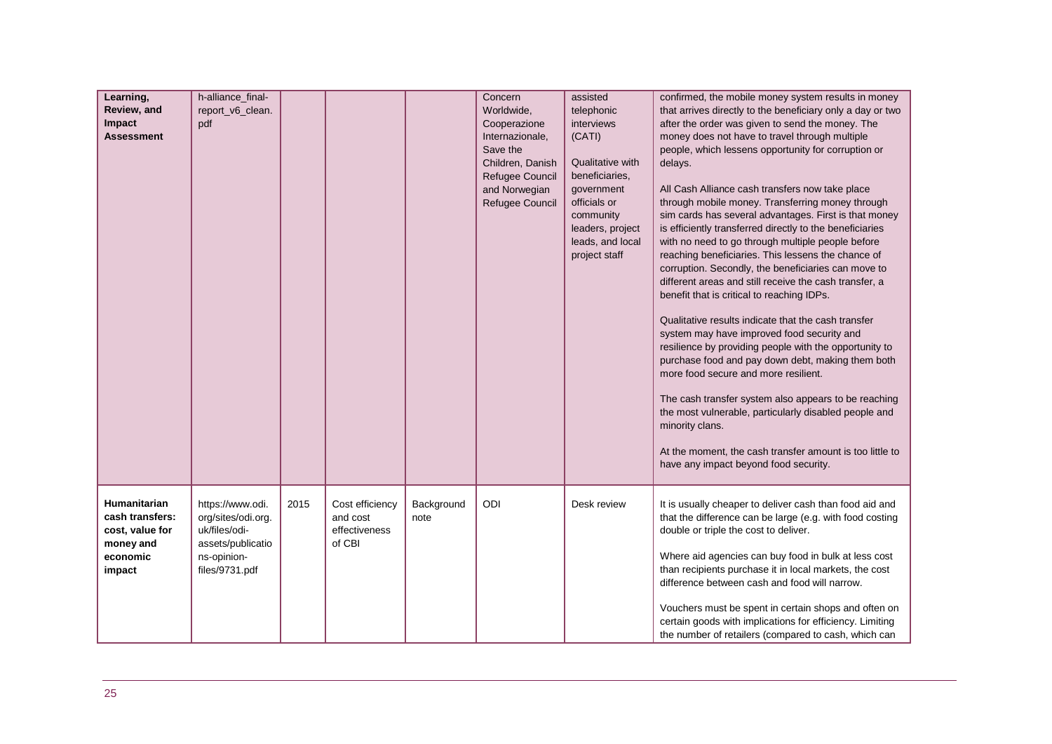| | | | | | | | |
|---|---|---|---|---|---|---|---|
| **Learning, Review, and Impact Assessment** | h-alliance_final-report_v6_clean.pdf | | | | Concern Worldwide, Cooperazione Internazionale, Save the Children, Danish Refugee Council and Norwegian Refugee Council | assisted telephonic interviews (CATI)<br><br>Qualitative with beneficiaries, government officials or community leaders, project leads, and local project staff | confirmed, the mobile money system results in money that arrives directly to the beneficiary only a day or two after the order was given to send the money. The money does not have to travel through multiple people, which lessens opportunity for corruption or delays.<br><br>All Cash Alliance cash transfers now take place through mobile money. Transferring money through sim cards has several advantages. First is that money is efficiently transferred directly to the beneficiaries with no need to go through multiple people before reaching beneficiaries. This lessens the chance of corruption. Secondly, the beneficiaries can move to different areas and still receive the cash transfer, a benefit that is critical to reaching IDPs.<br><br>Qualitative results indicate that the cash transfer system may have improved food security and resilience by providing people with the opportunity to purchase food and pay down debt, making them both more food secure and more resilient.<br><br>The cash transfer system also appears to be reaching the most vulnerable, particularly disabled people and minority clans.<br><br>At the moment, the cash transfer amount is too little to have any impact beyond food security. |
| **Humanitarian cash transfers: cost, value for money and economic impact** | https://www.odi.org/sites/odi.org.uk/files/odi-assets/publications-opinion-files/9731.pdf | 2015 | Cost efficiency and cost effectiveness of CBI | Background note | ODI | Desk review | It is usually cheaper to deliver cash than food aid and that the difference can be large (e.g. with food costing double or triple the cost to deliver.<br><br>Where aid agencies can buy food in bulk at less cost than recipients purchase it in local markets, the cost difference between cash and food will narrow.<br><br>Vouchers must be spent in certain shops and often on certain goods with implications for efficiency. Limiting the number of retailers (compared to cash, which can |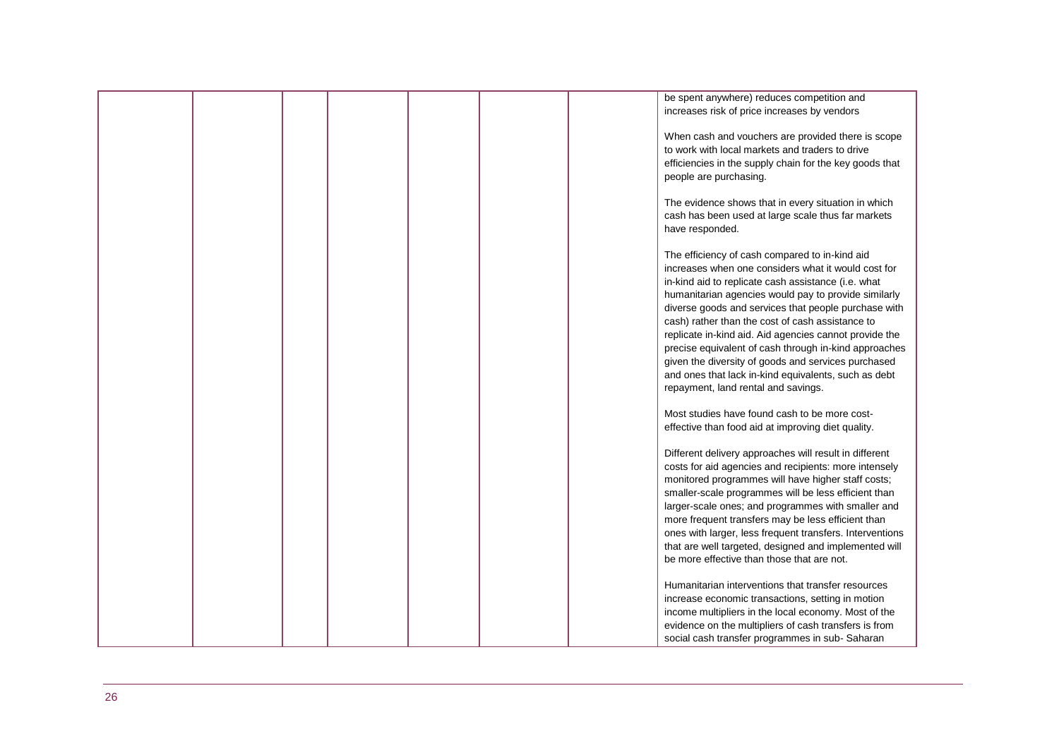| | | | | | | | |
|---|---|---|---|---|---|---|---|
| | | | | | | | be spent anywhere) reduces competition and increases risk of price increases by vendors<br><br>When cash and vouchers are provided there is scope to work with local markets and traders to drive efficiencies in the supply chain for the key goods that people are purchasing.<br><br>The evidence shows that in every situation in which cash has been used at large scale thus far markets have responded.<br><br>The efficiency of cash compared to in-kind aid increases when one considers what it would cost for in-kind aid to replicate cash assistance (i.e. what humanitarian agencies would pay to provide similarly diverse goods and services that people purchase with cash) rather than the cost of cash assistance to replicate in-kind aid. Aid agencies cannot provide the precise equivalent of cash through in-kind approaches given the diversity of goods and services purchased and ones that lack in-kind equivalents, such as debt repayment, land rental and savings.<br><br>Most studies have found cash to be more cost-effective than food aid at improving diet quality.<br><br>Different delivery approaches will result in different costs for aid agencies and recipients: more intensely monitored programmes will have higher staff costs; smaller-scale programmes will be less efficient than larger-scale ones; and programmes with smaller and more frequent transfers may be less efficient than ones with larger, less frequent transfers. Interventions that are well targeted, designed and implemented will be more effective than those that are not.<br><br>Humanitarian interventions that transfer resources increase economic transactions, setting in motion income multipliers in the local economy. Most of the evidence on the multipliers of cash transfers is from social cash transfer programmes in sub- Saharan |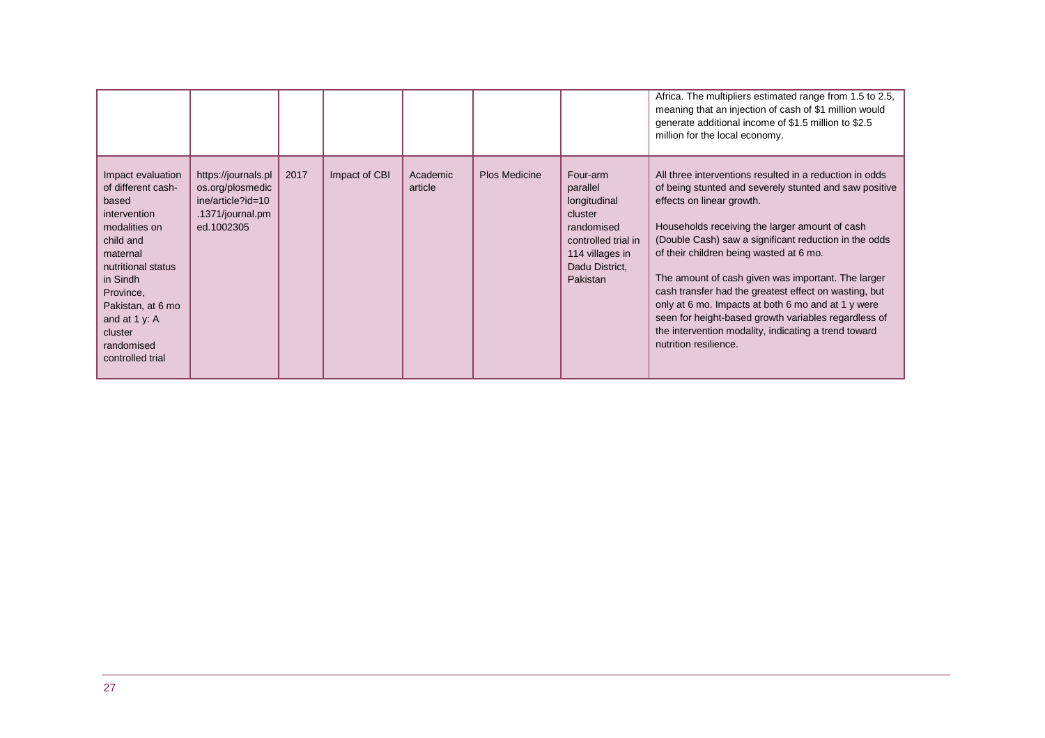| | | | | | | | |
|---|---|---|---|---|---|---|---|
| | | | | | | | Africa. The multipliers estimated range from 1.5 to 2.5, meaning that an injection of cash of $1 million would generate additional income of $1.5 million to $2.5 million for the local economy. |
| Impact evaluation of different cash-based intervention modalities on child and maternal nutritional status in Sindh Province, Pakistan, at 6 mo and at 1 y: A cluster randomised controlled trial | https://journals.plos.org/plosmedicine/article?id=10.1371/journal.pmed.1002305 | 2017 | Impact of CBI | Academic article | Plos Medicine | Four-arm parallel longitudinal cluster randomised controlled trial in 114 villages in Dadu District, Pakistan | All three interventions resulted in a reduction in odds of being stunted and severely stunted and saw positive effects on linear growth.<br><br>Households receiving the larger amount of cash (Double Cash) saw a significant reduction in the odds of their children being wasted at 6 mo.<br><br>The amount of cash given was important. The larger cash transfer had the greatest effect on wasting, but only at 6 mo. Impacts at both 6 mo and at 1 y were seen for height-based growth variables regardless of the intervention modality, indicating a trend toward nutrition resilience. |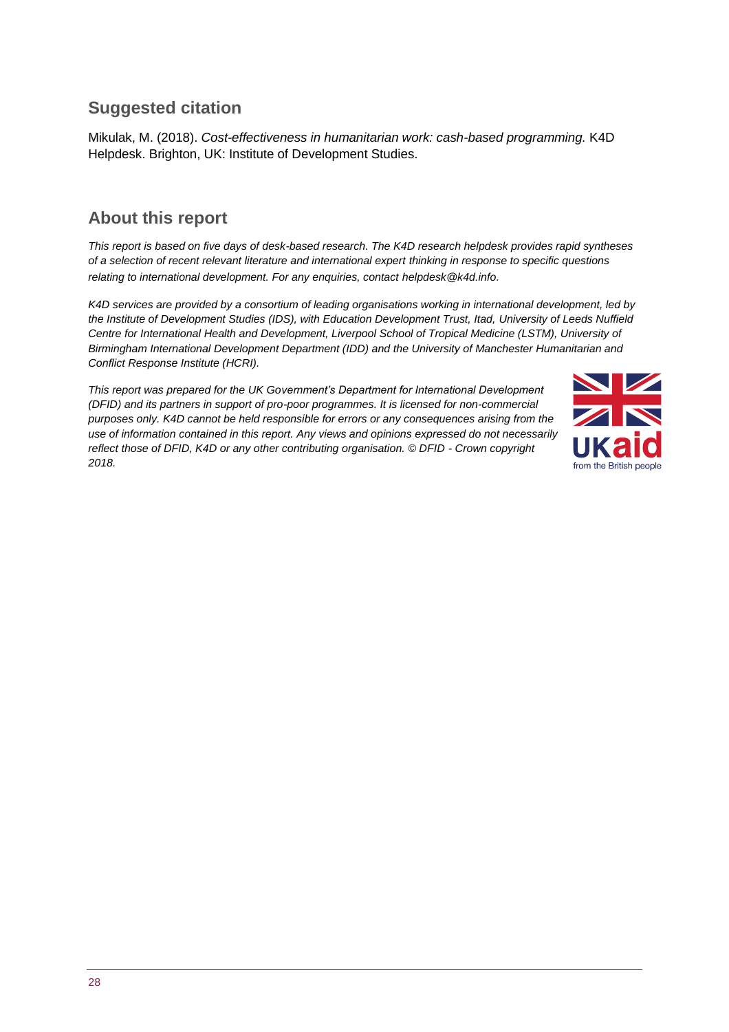## Suggested citation

Mikulak, M. (2018). *Cost-effectiveness in humanitarian work: cash-based programming.* K4D Helpdesk. Brighton, UK: Institute of Development Studies.

## About this report

*This report is based on five days of desk-based research. The K4D research helpdesk provides rapid syntheses of a selection of recent relevant literature and international expert thinking in response to specific questions relating to international development. For any enquiries, contact helpdesk@k4d.info.*

*K4D services are provided by a consortium of leading organisations working in international development, led by the Institute of Development Studies (IDS), with Education Development Trust, Itad, University of Leeds Nuffield Centre for International Health and Development, Liverpool School of Tropical Medicine (LSTM), University of Birmingham International Development Department (IDD) and the University of Manchester Humanitarian and Conflict Response Institute (HCRI).*

*This report was prepared for the UK Government's Department for International Development (DFID) and its partners in support of pro-poor programmes. It is licensed for non-commercial purposes only. K4D cannot be held responsible for errors or any consequences arising from the use of information contained in this report. Any views and opinions expressed do not necessarily reflect those of DFID, K4D or any other contributing organisation. © DFID - Crown copyright 2018.*

UKaid
from the British people